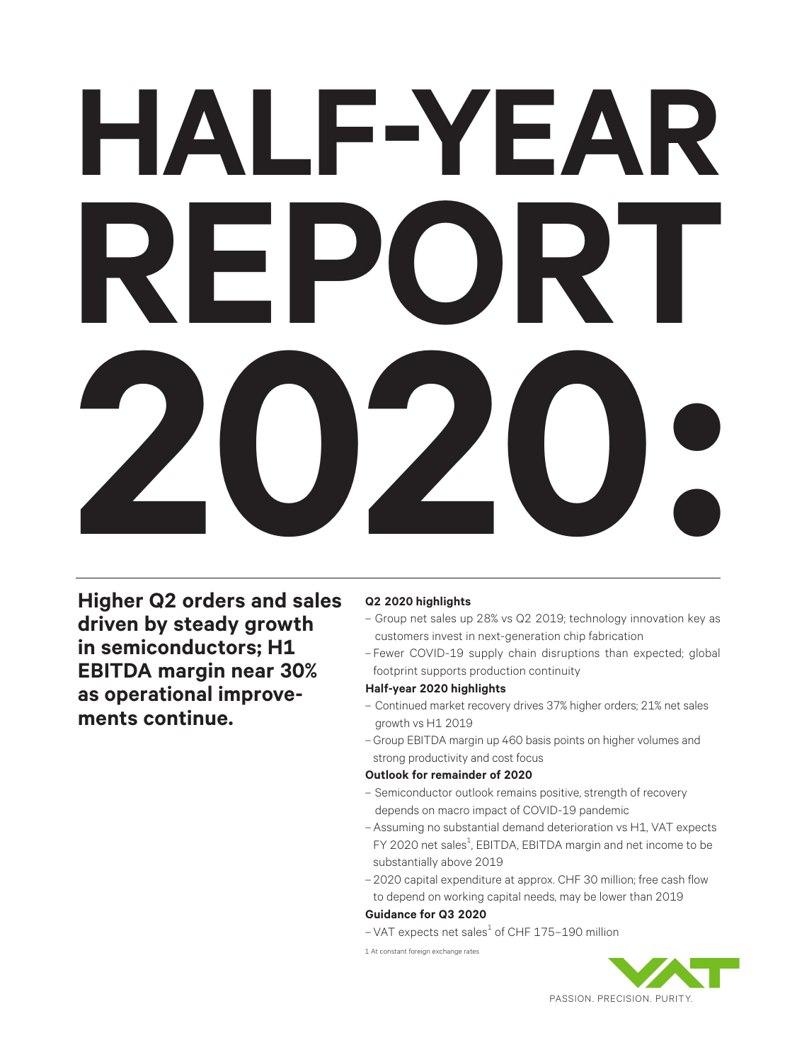# HALF-YEAR REPORT 2020:

**Higher Q2 orders and sales driven by steady growth in semiconductors; H1 EBITDA margin near 30% as operational improvements continue.**

**Q2 2020 highlights**

- Group net sales up 28% vs Q2 2019; technology innovation key as customers invest in next-generation chip fabrication
- Fewer COVID-19 supply chain disruptions than expected; global footprint supports production continuity

**Half-year 2020 highlights**

- Continued market recovery drives 37% higher orders; 21% net sales growth vs H1 2019
- Group EBITDA margin up 460 basis points on higher volumes and strong productivity and cost focus

**Outlook for remainder of 2020**

- Semiconductor outlook remains positive, strength of recovery depends on macro impact of COVID-19 pandemic
- Assuming no substantial demand deterioration vs H1, VAT expects FY 2020 net sales[1], EBITDA, EBITDA margin and net income to be substantially above 2019
- 2020 capital expenditure at approx. CHF 30 million; free cash flow to depend on working capital needs, may be lower than 2019

**Guidance for Q3 2020**

- VAT expects net sales[1] of CHF 175–190 million

1 At constant foreign exchange rates

PASSION. PRECISION. PURITY.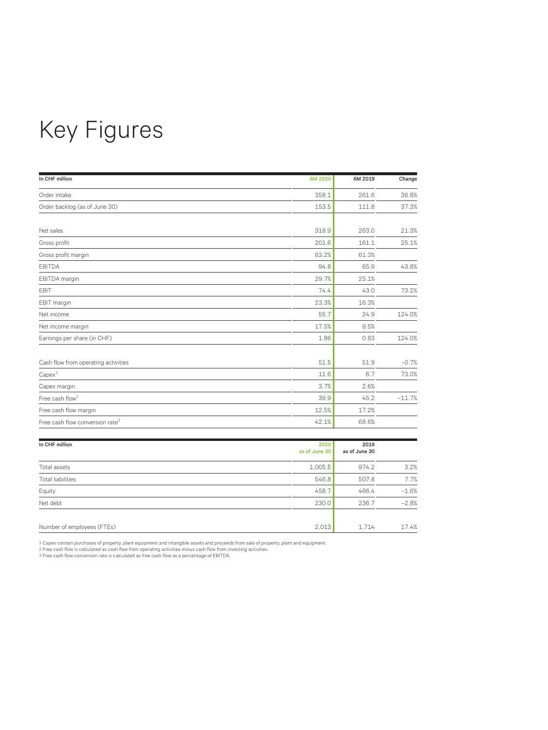# Key Figures

| In CHF million | 6M 2020 | 6M 2019 | Change |
|---|---|---|---|
| Order intake | 358.1 | 261.6 | 36.8% |
| Order backlog (as of June 30) | 153.5 | 111.8 | 37.3% |
| | | | |
| Net sales | 318.9 | 263.0 | 21.3% |
| Gross profit | 201.6 | 161.1 | 25.1% |
| Gross profit margin | 63.2% | 61.3% | |
| EBITDA | 94.8 | 65.9 | 43.8% |
| EBITDA margin | 29.7% | 25.1% | |
| EBIT | 74.4 | 43.0 | 73.2% |
| EBIT margin | 23.3% | 16.3% | |
| Net income | 55.7 | 24.9 | 124.0% |
| Net income margin | 17.5% | 9.5% | |
| Earnings per share (in CHF) | 1.86 | 0.83 | 124.0% |
| | | | |
| Cash flow from operating activities | 51.5 | 51.9 | −0.7% |
| Capex[1] | 11.6 | 6.7 | 73.0% |
| Capex margin | 3.7% | 2.6% | |
| Free cash flow[2] | 39.9 | 45.2 | −11.7% |
| Free cash flow margin | 12.5% | 17.2% | |
| Free cash flow conversion rate[3] | 42.1% | 68.6% | |

| In CHF million | 2020 as of June 30 | 2019 as of June 30 | |
|---|---|---|---|
| Total assets | 1,005.5 | 974.2 | 3.2% |
| Total liabilities | 546.8 | 507.8 | 7.7% |
| Equity | 458.7 | 466.4 | −1.6% |
| Net debt | 230.0 | 236.7 | −2.8% |
| | | | |
| Number of employees (FTEs) | 2,013 | 1,714 | 17.4% |

1 Capex contain purchases of property, plant equipment and intangible assets and proceeds from sale of property, plant and equipment.
2 Free cash flow is calculated as cash flow from operating activities minus cash flow from investing activities.
3 Free cash flow conversion rate is calculated as free cash flow as a percentage of EBITDA.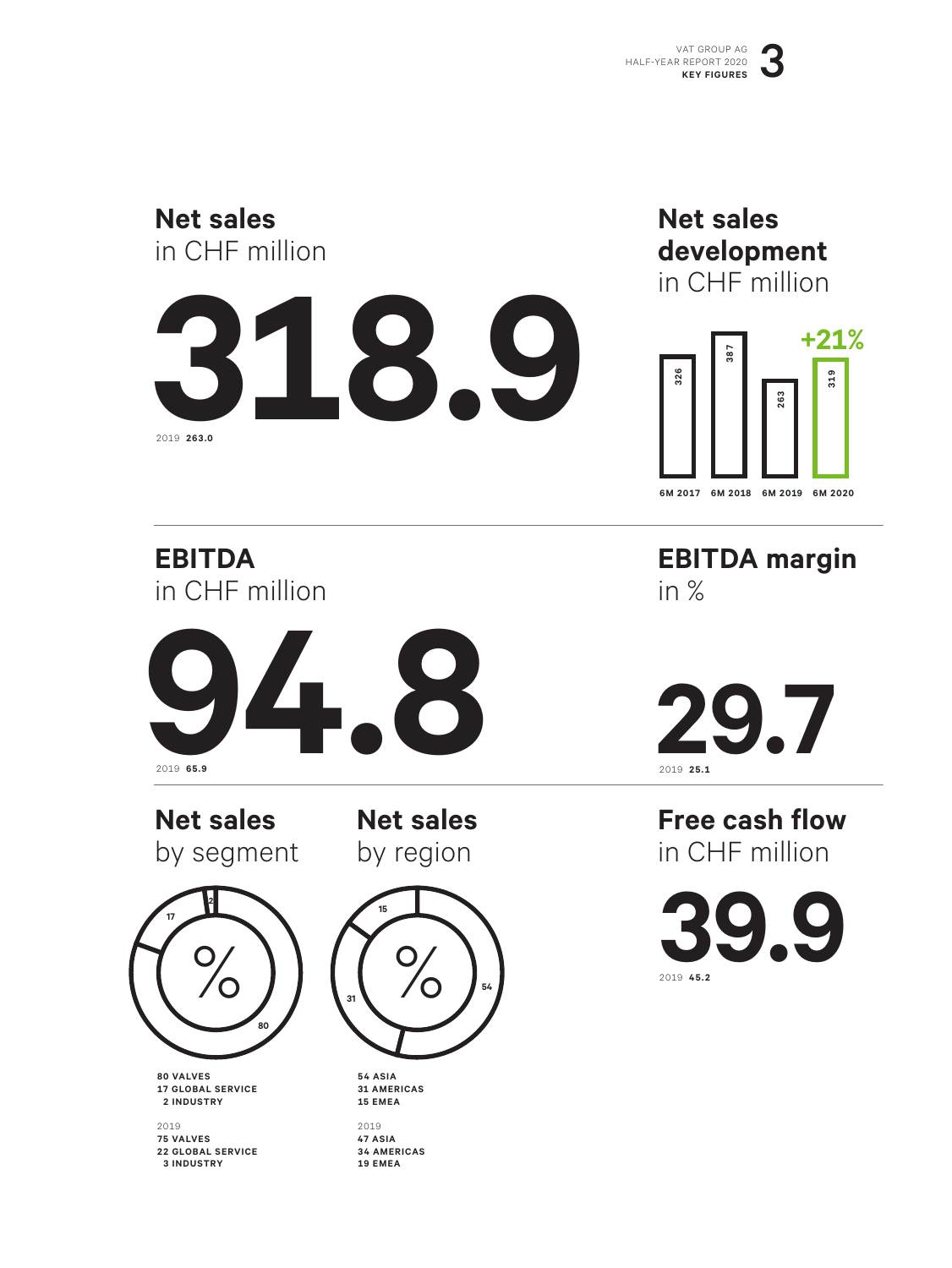## Net sales
in CHF million

**318.9**

2019 **263.0**

## Net sales development
in CHF million

| 6M 2017 | 6M 2018 | 6M 2019 | 6M 2020 |
|---|---|---|---|
| 326 | 387 | 263 | 319 |

**+21%**

## EBITDA
in CHF million

**94.8**

2019 **65.9**

## EBITDA margin
in %

**29.7**

2019 **25.1**

## Net sales
by segment

**80 VALVES**
**17 GLOBAL SERVICE**
**2 INDUSTRY**

2019
**75 VALVES**
**22 GLOBAL SERVICE**
**3 INDUSTRY**

## Net sales
by region

**54 ASIA**
**31 AMERICAS**
**15 EMEA**

2019
**47 ASIA**
**34 AMERICAS**
**19 EMEA**

## Free cash flow
in CHF million

**39.9**

2019 **45.2**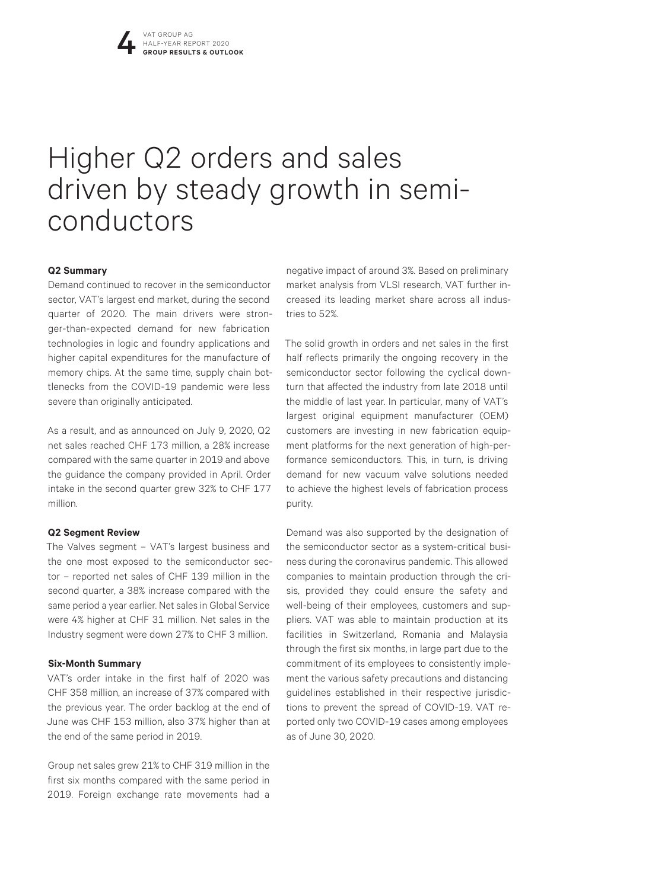# Higher Q2 orders and sales driven by steady growth in semiconductors

**Q2 Summary**

Demand continued to recover in the semiconductor sector, VAT's largest end market, during the second quarter of 2020. The main drivers were stronger-than-expected demand for new fabrication technologies in logic and foundry applications and higher capital expenditures for the manufacture of memory chips. At the same time, supply chain bottlenecks from the COVID-19 pandemic were less severe than originally anticipated.

As a result, and as announced on July 9, 2020, Q2 net sales reached CHF 173 million, a 28% increase compared with the same quarter in 2019 and above the guidance the company provided in April. Order intake in the second quarter grew 32% to CHF 177 million.

**Q2 Segment Review**

The Valves segment – VAT's largest business and the one most exposed to the semiconductor sector – reported net sales of CHF 139 million in the second quarter, a 38% increase compared with the same period a year earlier. Net sales in Global Service were 4% higher at CHF 31 million. Net sales in the Industry segment were down 27% to CHF 3 million.

**Six-Month Summary**

VAT's order intake in the first half of 2020 was CHF 358 million, an increase of 37% compared with the previous year. The order backlog at the end of June was CHF 153 million, also 37% higher than at the end of the same period in 2019.

Group net sales grew 21% to CHF 319 million in the first six months compared with the same period in 2019. Foreign exchange rate movements had a negative impact of around 3%. Based on preliminary market analysis from VLSI research, VAT further increased its leading market share across all industries to 52%.

The solid growth in orders and net sales in the first half reflects primarily the ongoing recovery in the semiconductor sector following the cyclical downturn that affected the industry from late 2018 until the middle of last year. In particular, many of VAT's largest original equipment manufacturer (OEM) customers are investing in new fabrication equipment platforms for the next generation of high-performance semiconductors. This, in turn, is driving demand for new vacuum valve solutions needed to achieve the highest levels of fabrication process purity.

Demand was also supported by the designation of the semiconductor sector as a system-critical business during the coronavirus pandemic. This allowed companies to maintain production through the crisis, provided they could ensure the safety and well-being of their employees, customers and suppliers. VAT was able to maintain production at its facilities in Switzerland, Romania and Malaysia through the first six months, in large part due to the commitment of its employees to consistently implement the various safety precautions and distancing guidelines established in their respective jurisdictions to prevent the spread of COVID-19. VAT reported only two COVID-19 cases among employees as of June 30, 2020.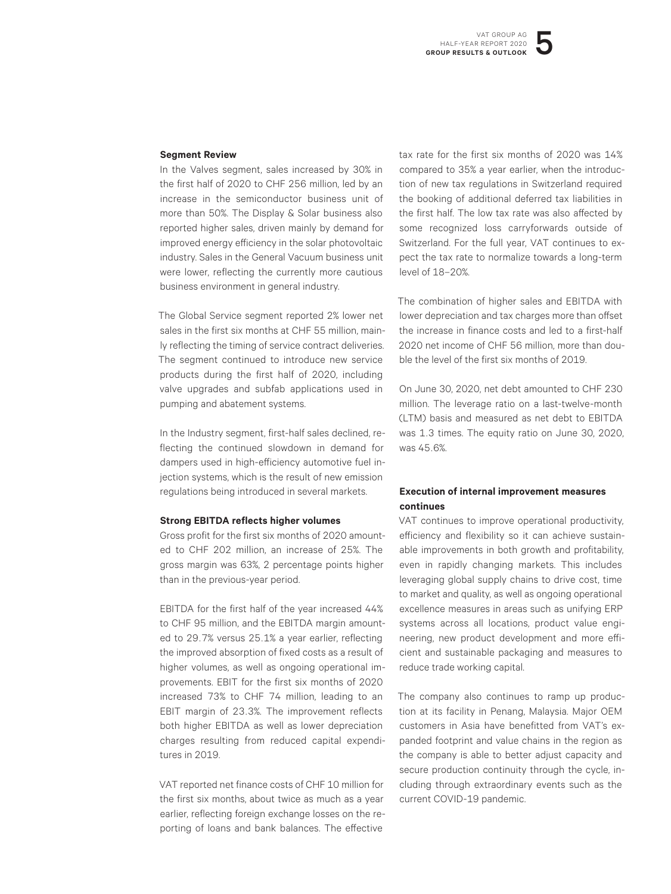**Segment Review**

In the Valves segment, sales increased by 30% in the first half of 2020 to CHF 256 million, led by an increase in the semiconductor business unit of more than 50%. The Display & Solar business also reported higher sales, driven mainly by demand for improved energy efficiency in the solar photovoltaic industry. Sales in the General Vacuum business unit were lower, reflecting the currently more cautious business environment in general industry.

The Global Service segment reported 2% lower net sales in the first six months at CHF 55 million, mainly reflecting the timing of service contract deliveries. The segment continued to introduce new service products during the first half of 2020, including valve upgrades and subfab applications used in pumping and abatement systems.

In the Industry segment, first-half sales declined, reflecting the continued slowdown in demand for dampers used in high-efficiency automotive fuel injection systems, which is the result of new emission regulations being introduced in several markets.

**Strong EBITDA reflects higher volumes**

Gross profit for the first six months of 2020 amounted to CHF 202 million, an increase of 25%. The gross margin was 63%, 2 percentage points higher than in the previous-year period.

EBITDA for the first half of the year increased 44% to CHF 95 million, and the EBITDA margin amounted to 29.7% versus 25.1% a year earlier, reflecting the improved absorption of fixed costs as a result of higher volumes, as well as ongoing operational improvements. EBIT for the first six months of 2020 increased 73% to CHF 74 million, leading to an EBIT margin of 23.3%. The improvement reflects both higher EBITDA as well as lower depreciation charges resulting from reduced capital expenditures in 2019.

VAT reported net finance costs of CHF 10 million for the first six months, about twice as much as a year earlier, reflecting foreign exchange losses on the reporting of loans and bank balances. The effective tax rate for the first six months of 2020 was 14% compared to 35% a year earlier, when the introduction of new tax regulations in Switzerland required the booking of additional deferred tax liabilities in the first half. The low tax rate was also affected by some recognized loss carryforwards outside of Switzerland. For the full year, VAT continues to expect the tax rate to normalize towards a long-term level of 18–20%.

The combination of higher sales and EBITDA with lower depreciation and tax charges more than offset the increase in finance costs and led to a first-half 2020 net income of CHF 56 million, more than double the level of the first six months of 2019.

On June 30, 2020, net debt amounted to CHF 230 million. The leverage ratio on a last-twelve-month (LTM) basis and measured as net debt to EBITDA was 1.3 times. The equity ratio on June 30, 2020, was 45.6%.

**Execution of internal improvement measures continues**

VAT continues to improve operational productivity, efficiency and flexibility so it can achieve sustainable improvements in both growth and profitability, even in rapidly changing markets. This includes leveraging global supply chains to drive cost, time to market and quality, as well as ongoing operational excellence measures in areas such as unifying ERP systems across all locations, product value engineering, new product development and more efficient and sustainable packaging and measures to reduce trade working capital.

The company also continues to ramp up production at its facility in Penang, Malaysia. Major OEM customers in Asia have benefitted from VAT's expanded footprint and value chains in the region as the company is able to better adjust capacity and secure production continuity through the cycle, including through extraordinary events such as the current COVID-19 pandemic.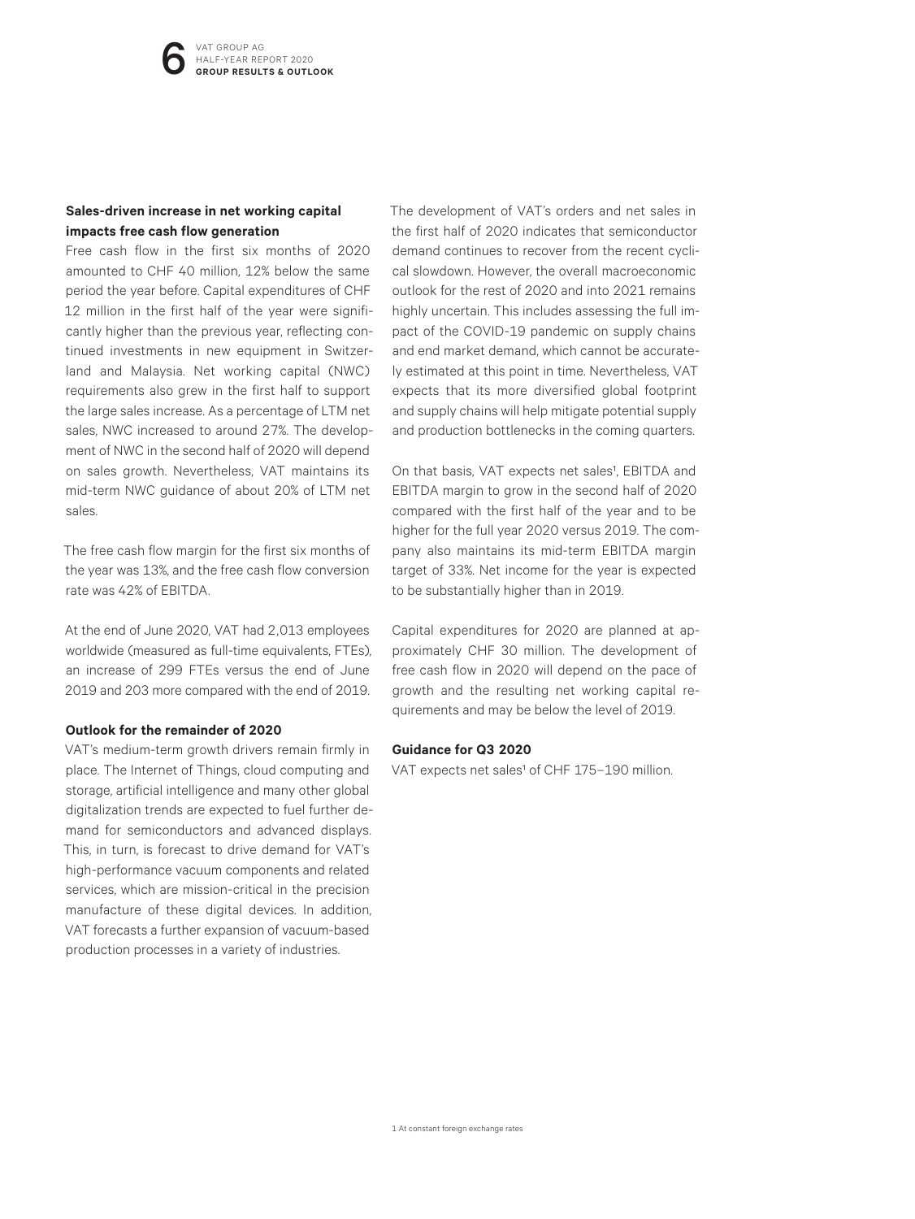### Sales-driven increase in net working capital impacts free cash flow generation

Free cash flow in the first six months of 2020 amounted to CHF 40 million, 12% below the same period the year before. Capital expenditures of CHF 12 million in the first half of the year were significantly higher than the previous year, reflecting continued investments in new equipment in Switzerland and Malaysia. Net working capital (NWC) requirements also grew in the first half to support the large sales increase. As a percentage of LTM net sales, NWC increased to around 27%. The development of NWC in the second half of 2020 will depend on sales growth. Nevertheless, VAT maintains its mid-term NWC guidance of about 20% of LTM net sales.

The free cash flow margin for the first six months of the year was 13%, and the free cash flow conversion rate was 42% of EBITDA.

At the end of June 2020, VAT had 2,013 employees worldwide (measured as full-time equivalents, FTEs), an increase of 299 FTEs versus the end of June 2019 and 203 more compared with the end of 2019.

### Outlook for the remainder of 2020

VAT's medium-term growth drivers remain firmly in place. The Internet of Things, cloud computing and storage, artificial intelligence and many other global digitalization trends are expected to fuel further demand for semiconductors and advanced displays. This, in turn, is forecast to drive demand for VAT's high-performance vacuum components and related services, which are mission-critical in the precision manufacture of these digital devices. In addition, VAT forecasts a further expansion of vacuum-based production processes in a variety of industries.

The development of VAT's orders and net sales in the first half of 2020 indicates that semiconductor demand continues to recover from the recent cyclical slowdown. However, the overall macroeconomic outlook for the rest of 2020 and into 2021 remains highly uncertain. This includes assessing the full impact of the COVID-19 pandemic on supply chains and end market demand, which cannot be accurately estimated at this point in time. Nevertheless, VAT expects that its more diversified global footprint and supply chains will help mitigate potential supply and production bottlenecks in the coming quarters.

On that basis, VAT expects net sales[1], EBITDA and EBITDA margin to grow in the second half of 2020 compared with the first half of the year and to be higher for the full year 2020 versus 2019. The company also maintains its mid-term EBITDA margin target of 33%. Net income for the year is expected to be substantially higher than in 2019.

Capital expenditures for 2020 are planned at approximately CHF 30 million. The development of free cash flow in 2020 will depend on the pace of growth and the resulting net working capital requirements and may be below the level of 2019.

### Guidance for Q3 2020

VAT expects net sales[1] of CHF 175–190 million.

1 At constant foreign exchange rates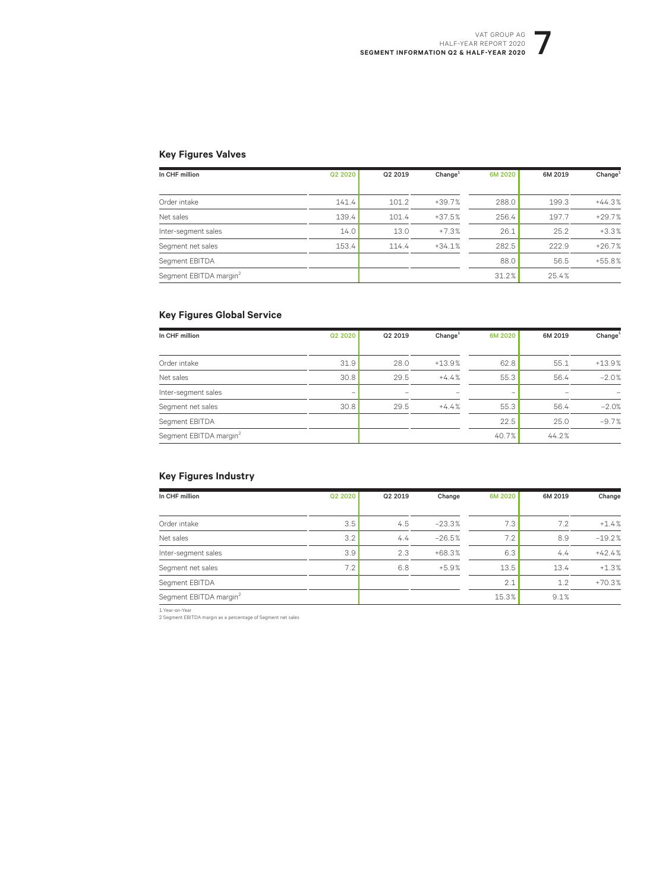## Key Figures Valves

| In CHF million | Q2 2020 | Q2 2019 | Change[1] | 6M 2020 | 6M 2019 | Change[1] |
|---|---|---|---|---|---|---|
| Order intake | 141.4 | 101.2 | +39.7% | 288.0 | 199.3 | +44.3% |
| Net sales | 139.4 | 101.4 | +37.5% | 256.4 | 197.7 | +29.7% |
| Inter-segment sales | 14.0 | 13.0 | +7.3% | 26.1 | 25.2 | +3.3% |
| Segment net sales | 153.4 | 114.4 | +34.1% | 282.5 | 222.9 | +26.7% |
| Segment EBITDA | | | | 88.0 | 56.5 | +55.8% |
| Segment EBITDA margin[2] | | | | 31.2% | 25.4% | |

## Key Figures Global Service

| In CHF million | Q2 2020 | Q2 2019 | Change[1] | 6M 2020 | 6M 2019 | Change[1] |
|---|---|---|---|---|---|---|
| Order intake | 31.9 | 28.0 | +13.9% | 62.8 | 55.1 | +13.9% |
| Net sales | 30.8 | 29.5 | +4.4% | 55.3 | 56.4 | −2.0% |
| Inter-segment sales | – | – | – | – | – | – |
| Segment net sales | 30.8 | 29.5 | +4.4% | 55.3 | 56.4 | −2.0% |
| Segment EBITDA | | | | 22.5 | 25.0 | −9.7% |
| Segment EBITDA margin[2] | | | | 40.7% | 44.2% | |

## Key Figures Industry

| In CHF million | Q2 2020 | Q2 2019 | Change | 6M 2020 | 6M 2019 | Change |
|---|---|---|---|---|---|---|
| Order intake | 3.5 | 4.5 | −23.3% | 7.3 | 7.2 | +1.4% |
| Net sales | 3.2 | 4.4 | −26.5% | 7.2 | 8.9 | −19.2% |
| Inter-segment sales | 3.9 | 2.3 | +68.3% | 6.3 | 4.4 | +42.4% |
| Segment net sales | 7.2 | 6.8 | +5.9% | 13.5 | 13.4 | +1.3% |
| Segment EBITDA | | | | 2.1 | 1.2 | +70.3% |
| Segment EBITDA margin[2] | | | | 15.3% | 9.1% | |

1 Year-on-Year
2 Segment EBITDA margin as a percentage of Segment net sales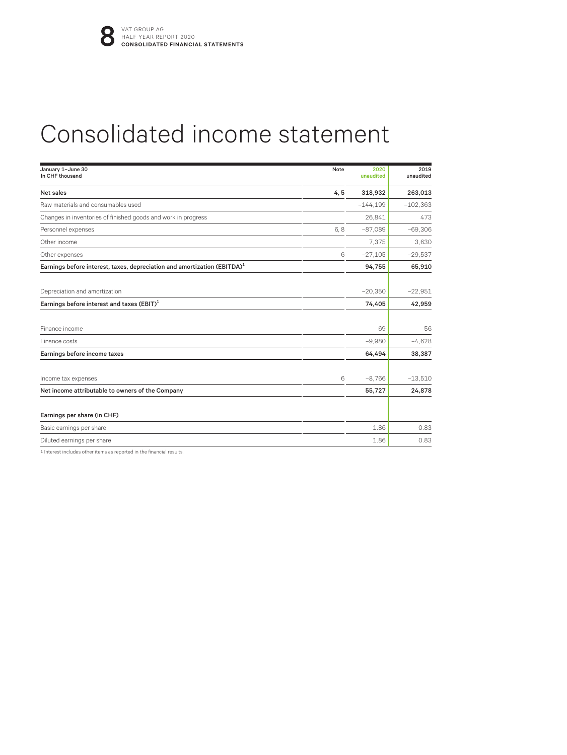# Consolidated income statement

| January 1–June 30<br>In CHF thousand | Note | 2020<br>unaudited | 2019<br>unaudited |
|---|---|---|---|
| **Net sales** | **4, 5** | **318,932** | **263,013** |
| Raw materials and consumables used | | –144,199 | –102,363 |
| Changes in inventories of finished goods and work in progress | | 26,841 | 473 |
| Personnel expenses | 6, 8 | –87,089 | –69,306 |
| Other income | | 7,375 | 3,630 |
| Other expenses | 6 | –27,105 | –29,537 |
| **Earnings before interest, taxes, depreciation and amortization (EBITDA)[1]** | | **94,755** | **65,910** |
| | | | |
| Depreciation and amortization | | –20,350 | –22,951 |
| **Earnings before interest and taxes (EBIT)[1]** | | **74,405** | **42,959** |
| | | | |
| Finance income | | 69 | 56 |
| Finance costs | | –9,980 | –4,628 |
| **Earnings before income taxes** | | **64,494** | **38,387** |
| | | | |
| Income tax expenses | 6 | –8,766 | –13,510 |
| **Net income attributable to owners of the Company** | | **55,727** | **24,878** |
| | | | |
| **Earnings per share (in CHF)** | | | |
| Basic earnings per share | | 1.86 | 0.83 |
| Diluted earnings per share | | 1.86 | 0.83 |

1 Interest includes other items as reported in the financial results.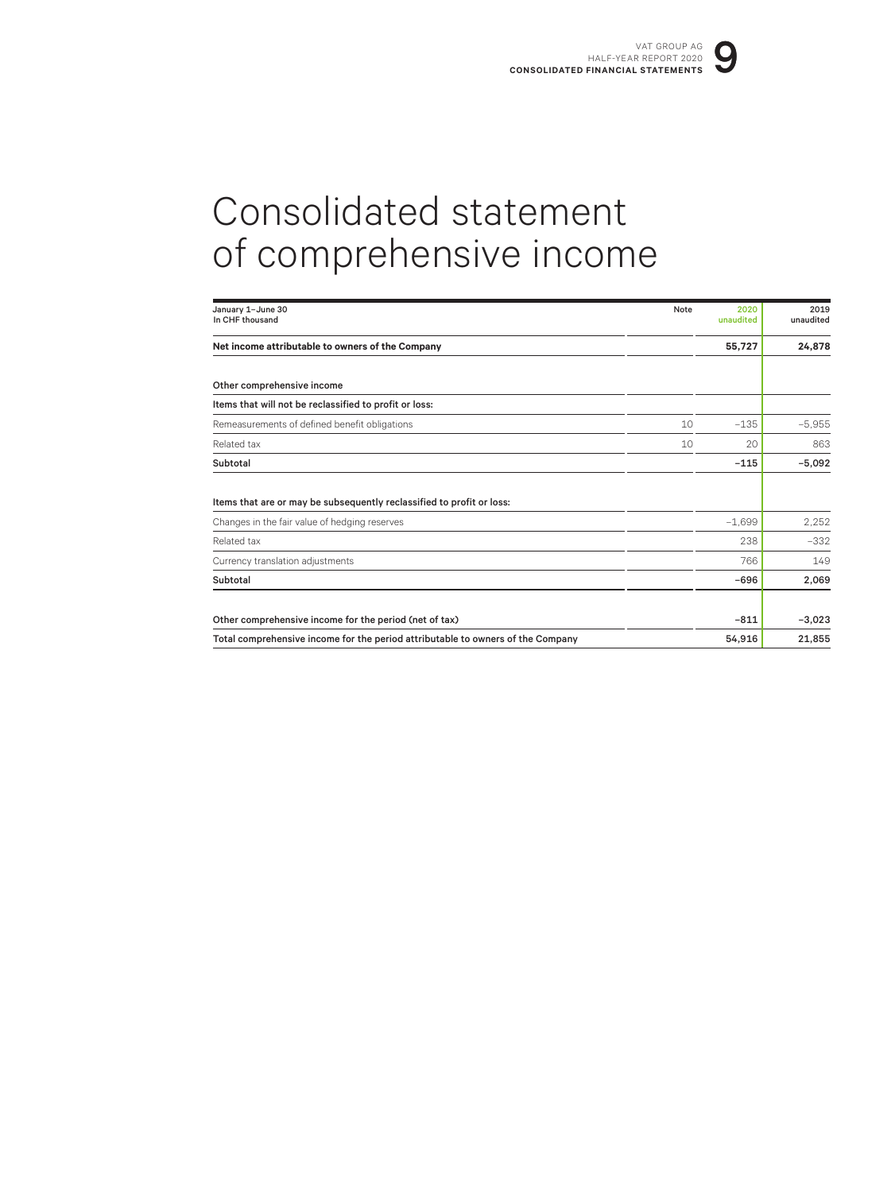# Consolidated statement of comprehensive income

| January 1–June 30<br>In CHF thousand | Note | 2020<br>unaudited | 2019<br>unaudited |
|---|---|---|---|
| **Net income attributable to owners of the Company** | | **55,727** | **24,878** |
| | | | |
| **Other comprehensive income** | | | |
| **Items that will not be reclassified to profit or loss:** | | | |
| Remeasurements of defined benefit obligations | 10 | −135 | −5,955 |
| Related tax | 10 | 20 | 863 |
| **Subtotal** | | **−115** | **−5,092** |
| | | | |
| **Items that are or may be subsequently reclassified to profit or loss:** | | | |
| Changes in the fair value of hedging reserves | | −1,699 | 2,252 |
| Related tax | | 238 | −332 |
| Currency translation adjustments | | 766 | 149 |
| **Subtotal** | | **−696** | **2,069** |
| | | | |
| **Other comprehensive income for the period (net of tax)** | | **−811** | **−3,023** |
| **Total comprehensive income for the period attributable to owners of the Company** | | **54,916** | **21,855** |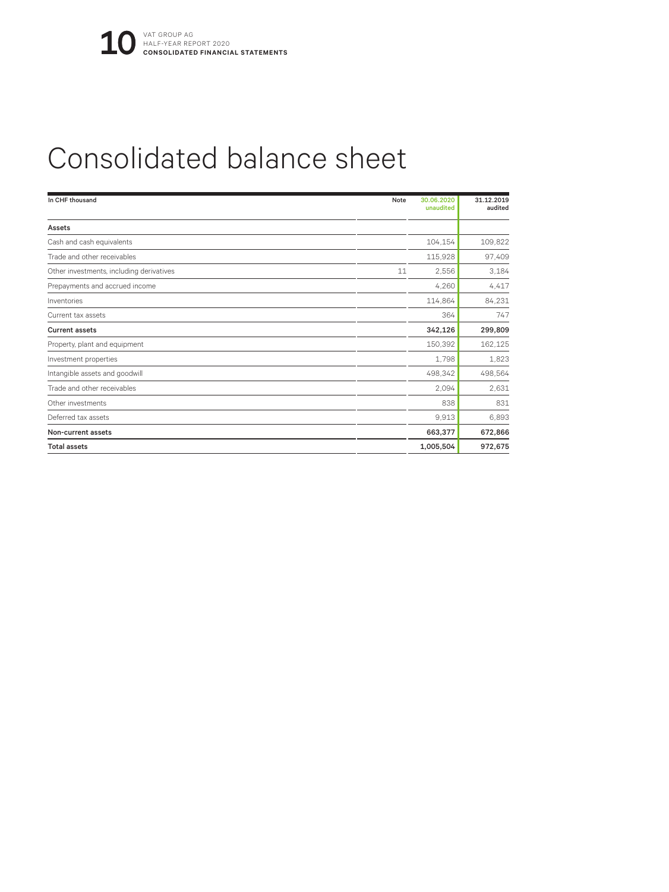# Consolidated balance sheet

| In CHF thousand | Note | 30.06.2020 unaudited | 31.12.2019 audited |
|---|---|---|---|
| **Assets** | | | |
| Cash and cash equivalents | | 104,154 | 109,822 |
| Trade and other receivables | | 115,928 | 97,409 |
| Other investments, including derivatives | 11 | 2,556 | 3,184 |
| Prepayments and accrued income | | 4,260 | 4,417 |
| Inventories | | 114,864 | 84,231 |
| Current tax assets | | 364 | 747 |
| **Current assets** | | **342,126** | **299,809** |
| Property, plant and equipment | | 150,392 | 162,125 |
| Investment properties | | 1,798 | 1,823 |
| Intangible assets and goodwill | | 498,342 | 498,564 |
| Trade and other receivables | | 2,094 | 2,631 |
| Other investments | | 838 | 831 |
| Deferred tax assets | | 9,913 | 6,893 |
| **Non-current assets** | | **663,377** | **672,866** |
| **Total assets** | | **1,005,504** | **972,675** |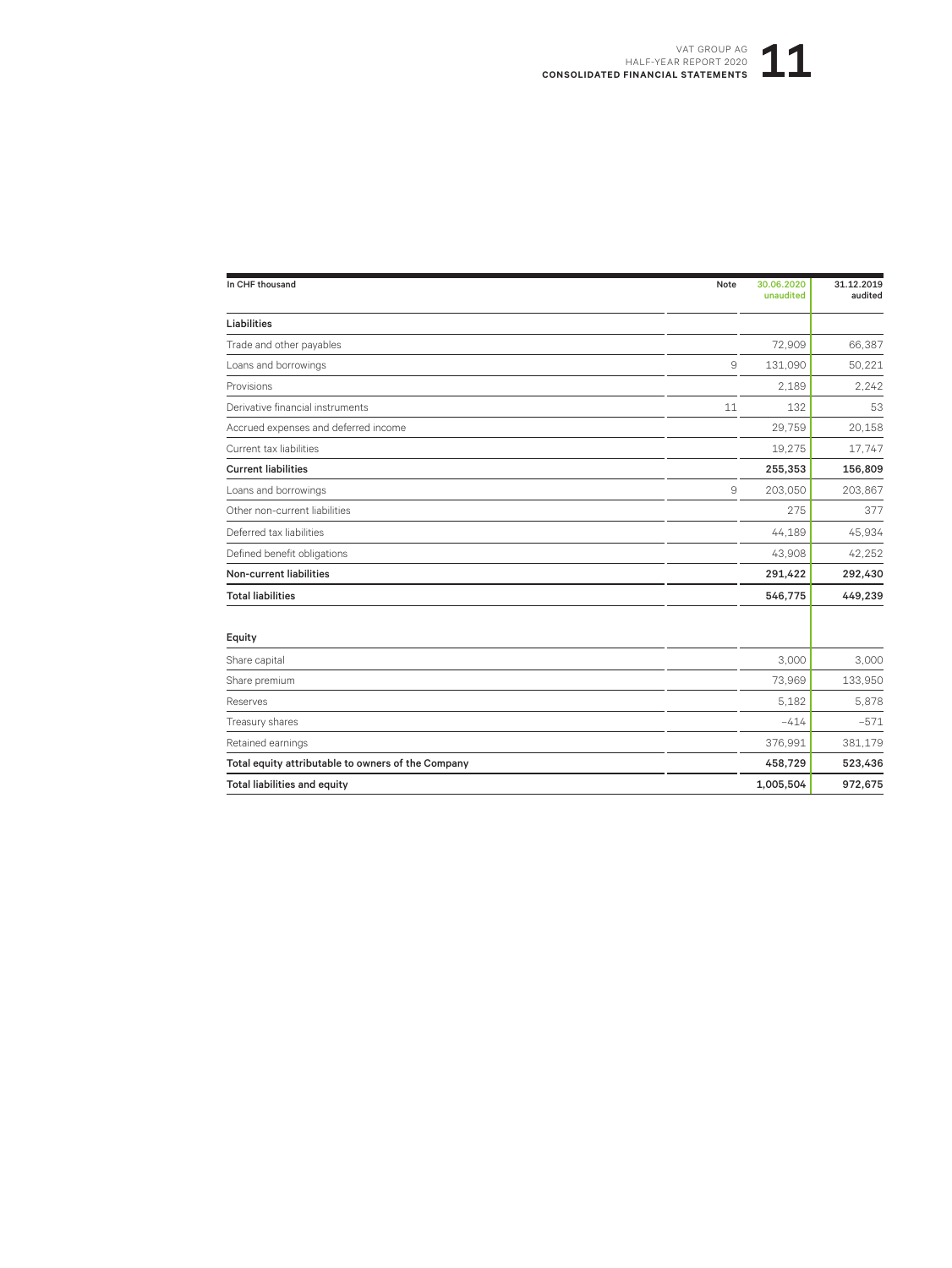| In CHF thousand | Note | 30.06.2020 unaudited | 31.12.2019 audited |
|---|---|---|---|
| **Liabilities** | | | |
| Trade and other payables | | 72,909 | 66,387 |
| Loans and borrowings | 9 | 131,090 | 50,221 |
| Provisions | | 2,189 | 2,242 |
| Derivative financial instruments | 11 | 132 | 53 |
| Accrued expenses and deferred income | | 29,759 | 20,158 |
| Current tax liabilities | | 19,275 | 17,747 |
| **Current liabilities** | | **255,353** | **156,809** |
| Loans and borrowings | 9 | 203,050 | 203,867 |
| Other non-current liabilities | | 275 | 377 |
| Deferred tax liabilities | | 44,189 | 45,934 |
| Defined benefit obligations | | 43,908 | 42,252 |
| **Non-current liabilities** | | **291,422** | **292,430** |
| **Total liabilities** | | **546,775** | **449,239** |
| | | | |
| **Equity** | | | |
| Share capital | | 3,000 | 3,000 |
| Share premium | | 73,969 | 133,950 |
| Reserves | | 5,182 | 5,878 |
| Treasury shares | | –414 | –571 |
| Retained earnings | | 376,991 | 381,179 |
| **Total equity attributable to owners of the Company** | | **458,729** | **523,436** |
| **Total liabilities and equity** | | **1,005,504** | **972,675** |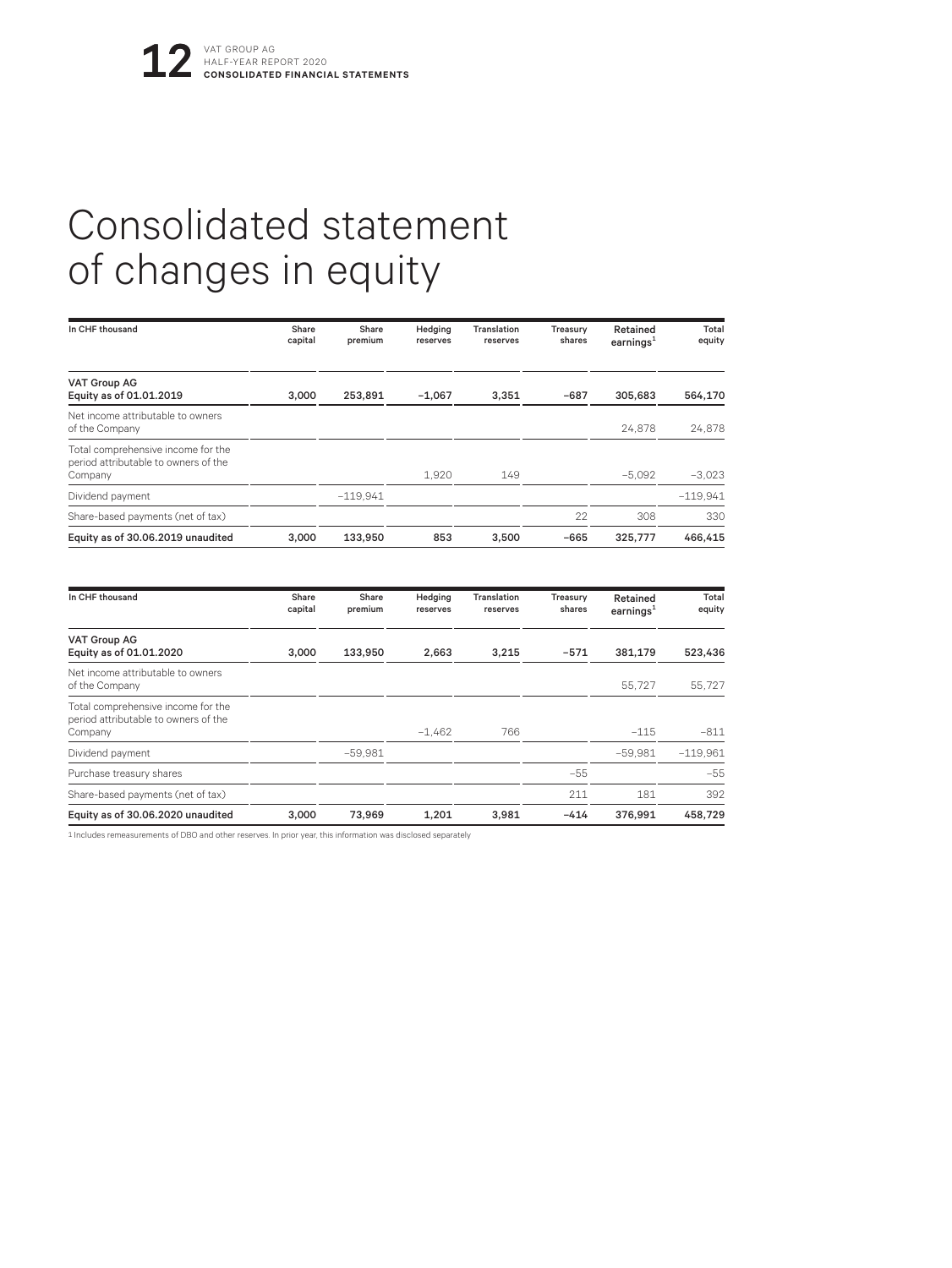# Consolidated statement of changes in equity

| In CHF thousand | Share capital | Share premium | Hedging reserves | Translation reserves | Treasury shares | Retained earnings[1] | Total equity |
|---|---|---|---|---|---|---|---|
| **VAT Group AG Equity as of 01.01.2019** | **3,000** | **253,891** | **–1,067** | **3,351** | **–687** | **305,683** | **564,170** |
| Net income attributable to owners of the Company | | | | | | 24,878 | 24,878 |
| Total comprehensive income for the period attributable to owners of the Company | | | 1,920 | 149 | | –5,092 | –3,023 |
| Dividend payment | | –119,941 | | | | | –119,941 |
| Share-based payments (net of tax) | | | | | 22 | 308 | 330 |
| **Equity as of 30.06.2019 unaudited** | **3,000** | **133,950** | **853** | **3,500** | **–665** | **325,777** | **466,415** |

| In CHF thousand | Share capital | Share premium | Hedging reserves | Translation reserves | Treasury shares | Retained earnings[1] | Total equity |
|---|---|---|---|---|---|---|---|
| **VAT Group AG Equity as of 01.01.2020** | **3,000** | **133,950** | **2,663** | **3,215** | **–571** | **381,179** | **523,436** |
| Net income attributable to owners of the Company | | | | | | 55,727 | 55,727 |
| Total comprehensive income for the period attributable to owners of the Company | | | –1,462 | 766 | | –115 | –811 |
| Dividend payment | | –59,981 | | | | –59,981 | –119,961 |
| Purchase treasury shares | | | | | –55 | | –55 |
| Share-based payments (net of tax) | | | | | 211 | 181 | 392 |
| **Equity as of 30.06.2020 unaudited** | **3,000** | **73,969** | **1,201** | **3,981** | **–414** | **376,991** | **458,729** |

1 Includes remeasurements of DBO and other reserves. In prior year, this information was disclosed separately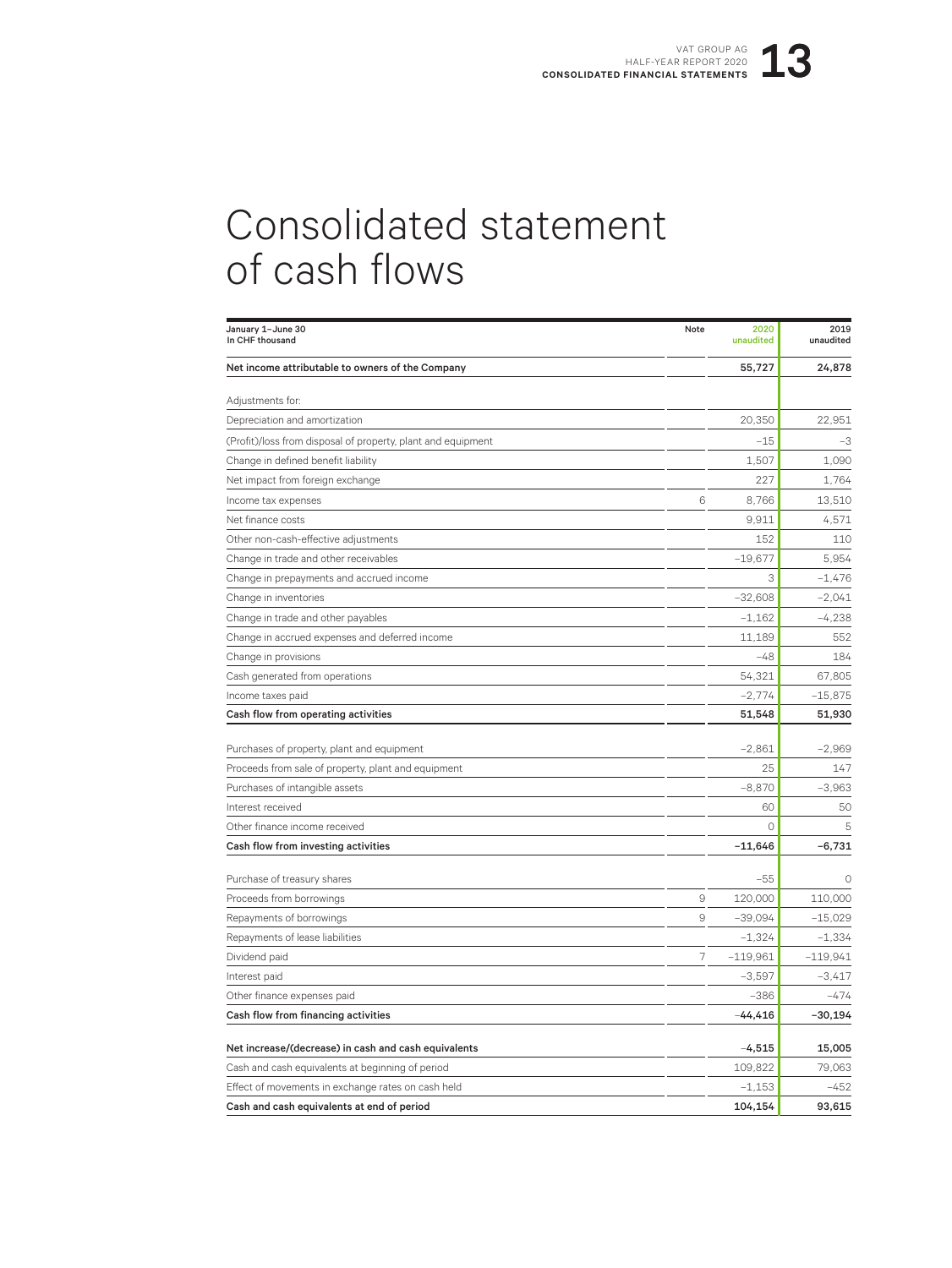# Consolidated statement of cash flows

| January 1–June 30<br>In CHF thousand | Note | 2020<br>unaudited | 2019<br>unaudited |
|---|---|---|---|
| **Net income attributable to owners of the Company** | | **55,727** | **24,878** |
| Adjustments for: | | | |
| Depreciation and amortization | | 20,350 | 22,951 |
| (Profit)/loss from disposal of property, plant and equipment | | –15 | –3 |
| Change in defined benefit liability | | 1,507 | 1,090 |
| Net impact from foreign exchange | | 227 | 1,764 |
| Income tax expenses | 6 | 8,766 | 13,510 |
| Net finance costs | | 9,911 | 4,571 |
| Other non-cash-effective adjustments | | 152 | 110 |
| Change in trade and other receivables | | –19,677 | 5,954 |
| Change in prepayments and accrued income | | 3 | –1,476 |
| Change in inventories | | –32,608 | –2,041 |
| Change in trade and other payables | | –1,162 | –4,238 |
| Change in accrued expenses and deferred income | | 11,189 | 552 |
| Change in provisions | | –48 | 184 |
| Cash generated from operations | | 54,321 | 67,805 |
| Income taxes paid | | –2,774 | –15,875 |
| **Cash flow from operating activities** | | **51,548** | **51,930** |
| Purchases of property, plant and equipment | | –2,861 | –2,969 |
| Proceeds from sale of property, plant and equipment | | 25 | 147 |
| Purchases of intangible assets | | –8,870 | –3,963 |
| Interest received | | 60 | 50 |
| Other finance income received | | 0 | 5 |
| **Cash flow from investing activities** | | **–11,646** | **–6,731** |
| Purchase of treasury shares | | –55 | 0 |
| Proceeds from borrowings | 9 | 120,000 | 110,000 |
| Repayments of borrowings | 9 | –39,094 | –15,029 |
| Repayments of lease liabilities | | –1,324 | –1,334 |
| Dividend paid | 7 | –119,961 | –119,941 |
| Interest paid | | –3,597 | –3,417 |
| Other finance expenses paid | | –386 | –474 |
| **Cash flow from financing activities** | | **–44,416** | **–30,194** |
| **Net increase/(decrease) in cash and cash equivalents** | | **–4,515** | **15,005** |
| Cash and cash equivalents at beginning of period | | 109,822 | 79,063 |
| Effect of movements in exchange rates on cash held | | –1,153 | –452 |
| **Cash and cash equivalents at end of period** | | **104,154** | **93,615** |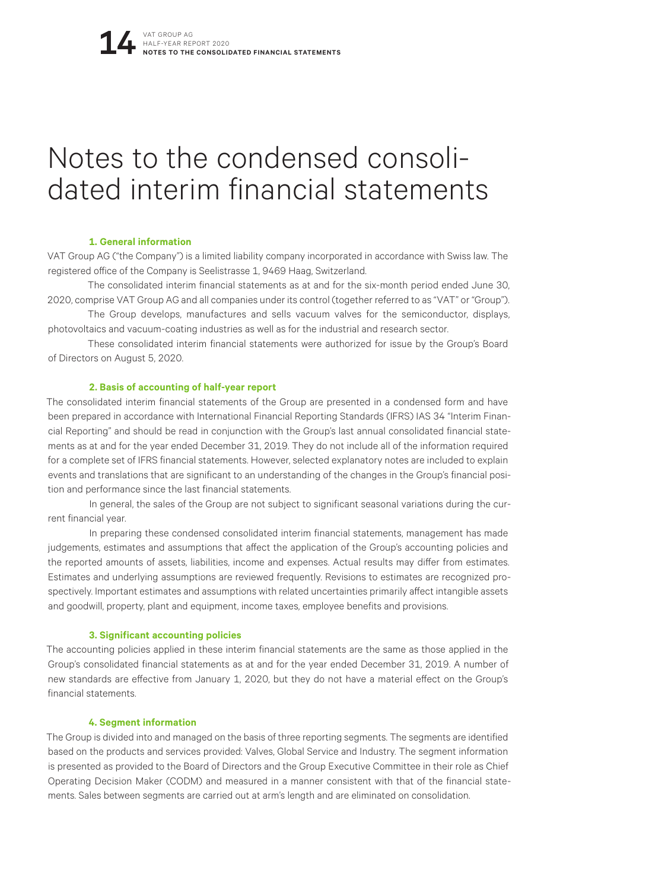# Notes to the condensed consolidated interim financial statements

### 1. General information

VAT Group AG ("the Company") is a limited liability company incorporated in accordance with Swiss law. The registered office of the Company is Seelistrasse 1, 9469 Haag, Switzerland.

The consolidated interim financial statements as at and for the six-month period ended June 30, 2020, comprise VAT Group AG and all companies under its control (together referred to as "VAT" or "Group").

The Group develops, manufactures and sells vacuum valves for the semiconductor, displays, photovoltaics and vacuum-coating industries as well as for the industrial and research sector.

These consolidated interim financial statements were authorized for issue by the Group's Board of Directors on August 5, 2020.

### 2. Basis of accounting of half-year report

The consolidated interim financial statements of the Group are presented in a condensed form and have been prepared in accordance with International Financial Reporting Standards (IFRS) IAS 34 "Interim Financial Reporting" and should be read in conjunction with the Group's last annual consolidated financial statements as at and for the year ended December 31, 2019. They do not include all of the information required for a complete set of IFRS financial statements. However, selected explanatory notes are included to explain events and translations that are significant to an understanding of the changes in the Group's financial position and performance since the last financial statements.

In general, the sales of the Group are not subject to significant seasonal variations during the current financial year.

In preparing these condensed consolidated interim financial statements, management has made judgements, estimates and assumptions that affect the application of the Group's accounting policies and the reported amounts of assets, liabilities, income and expenses. Actual results may differ from estimates. Estimates and underlying assumptions are reviewed frequently. Revisions to estimates are recognized prospectively. Important estimates and assumptions with related uncertainties primarily affect intangible assets and goodwill, property, plant and equipment, income taxes, employee benefits and provisions.

### 3. Significant accounting policies

The accounting policies applied in these interim financial statements are the same as those applied in the Group's consolidated financial statements as at and for the year ended December 31, 2019. A number of new standards are effective from January 1, 2020, but they do not have a material effect on the Group's financial statements.

### 4. Segment information

The Group is divided into and managed on the basis of three reporting segments. The segments are identified based on the products and services provided: Valves, Global Service and Industry. The segment information is presented as provided to the Board of Directors and the Group Executive Committee in their role as Chief Operating Decision Maker (CODM) and measured in a manner consistent with that of the financial statements. Sales between segments are carried out at arm's length and are eliminated on consolidation.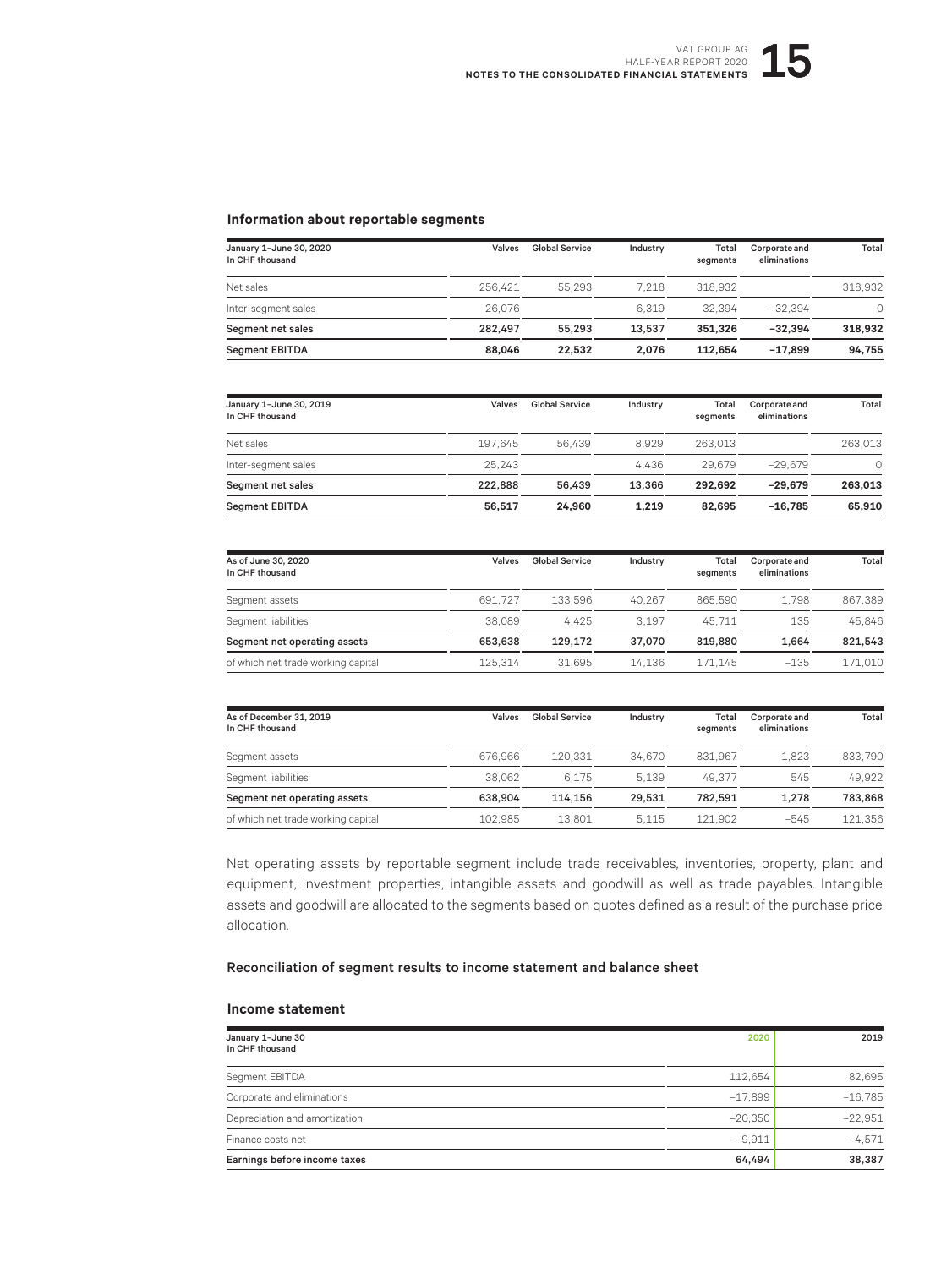### Information about reportable segments

| January 1–June 30, 2020<br>In CHF thousand | Valves | Global Service | Industry | Total segments | Corporate and eliminations | Total |
|---|---|---|---|---|---|---|
| Net sales | 256,421 | 55,293 | 7,218 | 318,932 | | 318,932 |
| Inter-segment sales | 26,076 | | 6,319 | 32,394 | −32,394 | 0 |
| **Segment net sales** | **282,497** | **55,293** | **13,537** | **351,326** | **−32,394** | **318,932** |
| **Segment EBITDA** | **88,046** | **22,532** | **2,076** | **112,654** | **−17,899** | **94,755** |

| January 1–June 30, 2019<br>In CHF thousand | Valves | Global Service | Industry | Total segments | Corporate and eliminations | Total |
|---|---|---|---|---|---|---|
| Net sales | 197,645 | 56,439 | 8,929 | 263,013 | | 263,013 |
| Inter-segment sales | 25,243 | | 4,436 | 29,679 | −29,679 | 0 |
| **Segment net sales** | **222,888** | **56,439** | **13,366** | **292,692** | **−29,679** | **263,013** |
| **Segment EBITDA** | **56,517** | **24,960** | **1,219** | **82,695** | **−16,785** | **65,910** |

| As of June 30, 2020<br>In CHF thousand | Valves | Global Service | Industry | Total segments | Corporate and eliminations | Total |
|---|---|---|---|---|---|---|
| Segment assets | 691,727 | 133,596 | 40,267 | 865,590 | 1,798 | 867,389 |
| Segment liabilities | 38,089 | 4,425 | 3,197 | 45,711 | 135 | 45,846 |
| **Segment net operating assets** | **653,638** | **129,172** | **37,070** | **819,880** | **1,664** | **821,543** |
| of which net trade working capital | 125,314 | 31,695 | 14,136 | 171,145 | −135 | 171,010 |

| As of December 31, 2019<br>In CHF thousand | Valves | Global Service | Industry | Total segments | Corporate and eliminations | Total |
|---|---|---|---|---|---|---|
| Segment assets | 676,966 | 120,331 | 34,670 | 831,967 | 1,823 | 833,790 |
| Segment liabilities | 38,062 | 6,175 | 5,139 | 49,377 | 545 | 49,922 |
| **Segment net operating assets** | **638,904** | **114,156** | **29,531** | **782,591** | **1,278** | **783,868** |
| of which net trade working capital | 102,985 | 13,801 | 5,115 | 121,902 | −545 | 121,356 |

Net operating assets by reportable segment include trade receivables, inventories, property, plant and equipment, investment properties, intangible assets and goodwill as well as trade payables. Intangible assets and goodwill are allocated to the segments based on quotes defined as a result of the purchase price allocation.

### Reconciliation of segment results to income statement and balance sheet

#### Income statement

| January 1–June 30<br>In CHF thousand | 2020 | 2019 |
|---|---|---|
| Segment EBITDA | 112,654 | 82,695 |
| Corporate and eliminations | −17,899 | −16,785 |
| Depreciation and amortization | −20,350 | −22,951 |
| Finance costs net | −9,911 | −4,571 |
| **Earnings before income taxes** | **64,494** | **38,387** |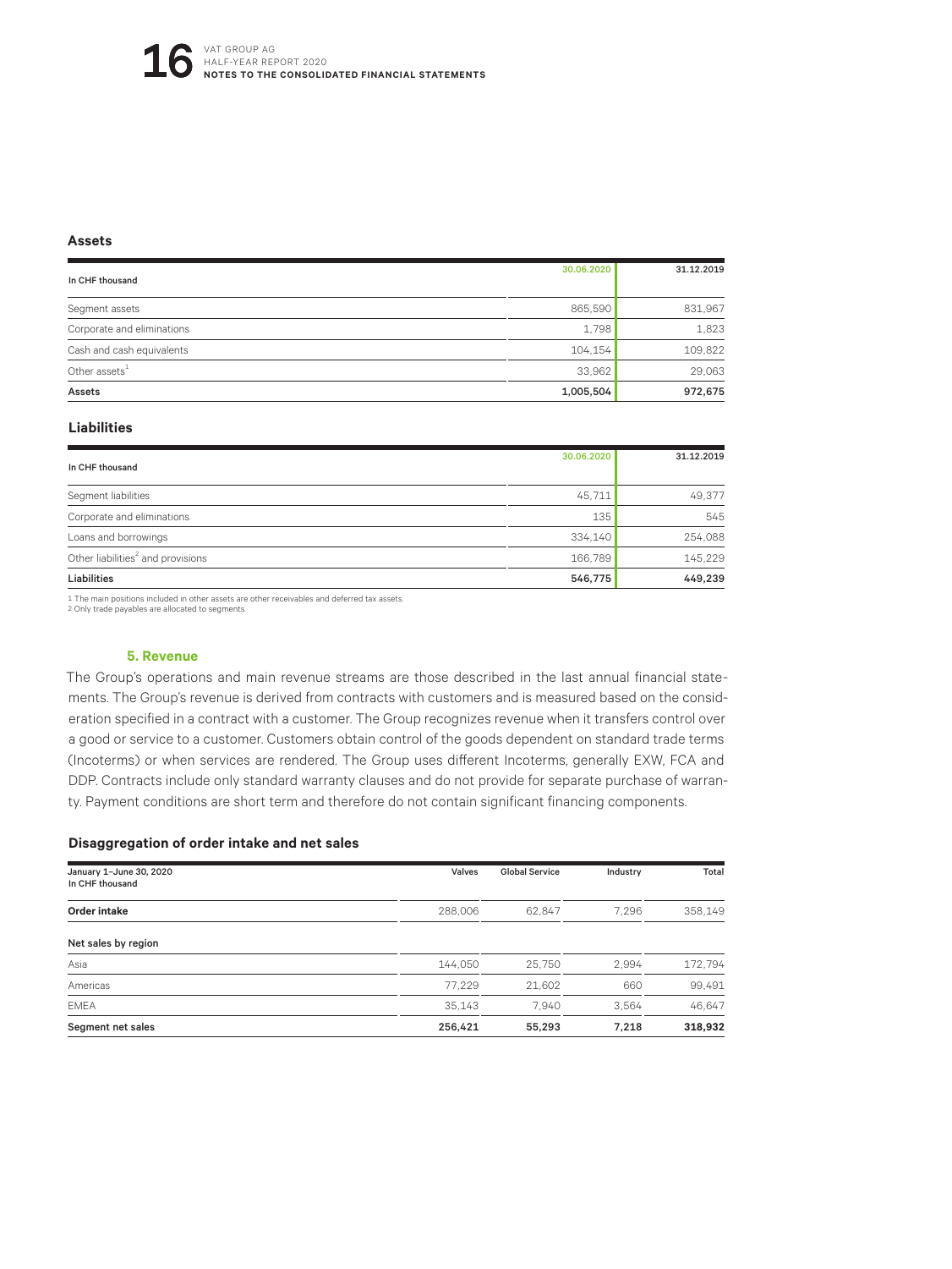### Assets

| In CHF thousand | 30.06.2020 | 31.12.2019 |
|---|---|---|
| Segment assets | 865,590 | 831,967 |
| Corporate and eliminations | 1,798 | 1,823 |
| Cash and cash equivalents | 104,154 | 109,822 |
| Other assets[1] | 33,962 | 29,063 |
| **Assets** | **1,005,504** | **972,675** |

### Liabilities

| In CHF thousand | 30.06.2020 | 31.12.2019 |
|---|---|---|
| Segment liabilities | 45,711 | 49,377 |
| Corporate and eliminations | 135 | 545 |
| Loans and borrowings | 334,140 | 254,088 |
| Other liabilities[2] and provisions | 166,789 | 145,229 |
| **Liabilities** | **546,775** | **449,239** |

1 The main positions included in other assets are other receivables and deferred tax assets.
2 Only trade payables are allocated to segments.

## 5. Revenue

The Group's operations and main revenue streams are those described in the last annual financial statements. The Group's revenue is derived from contracts with customers and is measured based on the consideration specified in a contract with a customer. The Group recognizes revenue when it transfers control over a good or service to a customer. Customers obtain control of the goods dependent on standard trade terms (Incoterms) or when services are rendered. The Group uses different Incoterms, generally EXW, FCA and DDP. Contracts include only standard warranty clauses and do not provide for separate purchase of warranty. Payment conditions are short term and therefore do not contain significant financing components.

### Disaggregation of order intake and net sales

| January 1–June 30, 2020<br>In CHF thousand | Valves | Global Service | Industry | Total |
|---|---|---|---|---|
| **Order intake** | 288,006 | 62,847 | 7,296 | 358,149 |
| **Net sales by region** | | | | |
| Asia | 144,050 | 25,750 | 2,994 | 172,794 |
| Americas | 77,229 | 21,602 | 660 | 99,491 |
| EMEA | 35,143 | 7,940 | 3,564 | 46,647 |
| **Segment net sales** | **256,421** | **55,293** | **7,218** | **318,932** |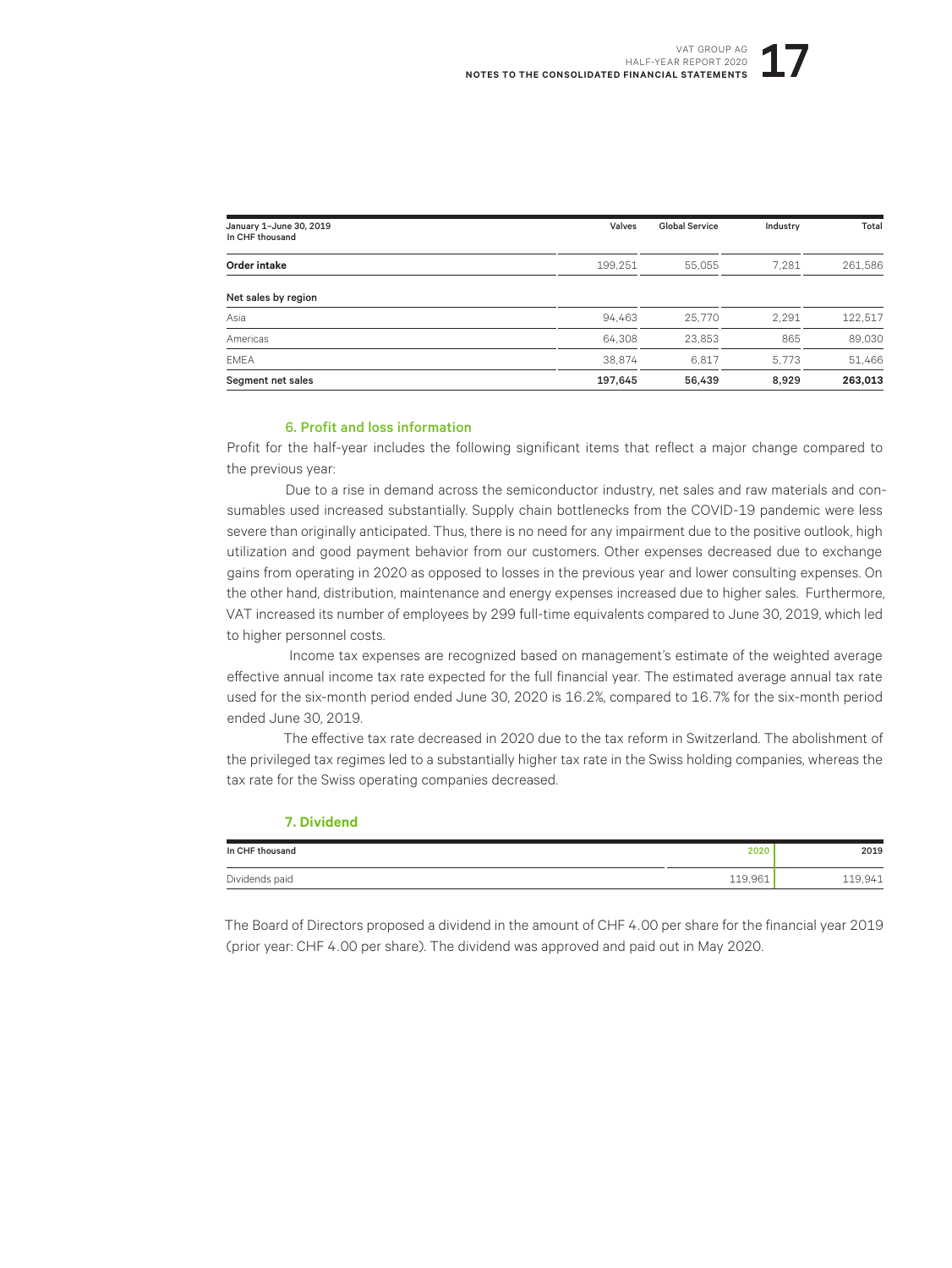| January 1–June 30, 2019<br>In CHF thousand | Valves | Global Service | Industry | Total |
|---|---|---|---|---|
| **Order intake** | 199,251 | 55,055 | 7,281 | 261,586 |
| **Net sales by region** | | | | |
| Asia | 94,463 | 25,770 | 2,291 | 122,517 |
| Americas | 64,308 | 23,853 | 865 | 89,030 |
| EMEA | 38,874 | 6,817 | 5,773 | 51,466 |
| **Segment net sales** | **197,645** | **56,439** | **8,929** | **263,013** |

### 6. Profit and loss information

Profit for the half-year includes the following significant items that reflect a major change compared to the previous year:

Due to a rise in demand across the semiconductor industry, net sales and raw materials and consumables used increased substantially. Supply chain bottlenecks from the COVID-19 pandemic were less severe than originally anticipated. Thus, there is no need for any impairment due to the positive outlook, high utilization and good payment behavior from our customers. Other expenses decreased due to exchange gains from operating in 2020 as opposed to losses in the previous year and lower consulting expenses. On the other hand, distribution, maintenance and energy expenses increased due to higher sales. Furthermore, VAT increased its number of employees by 299 full-time equivalents compared to June 30, 2019, which led to higher personnel costs.

Income tax expenses are recognized based on management's estimate of the weighted average effective annual income tax rate expected for the full financial year. The estimated average annual tax rate used for the six-month period ended June 30, 2020 is 16.2%, compared to 16.7% for the six-month period ended June 30, 2019.

The effective tax rate decreased in 2020 due to the tax reform in Switzerland. The abolishment of the privileged tax regimes led to a substantially higher tax rate in the Swiss holding companies, whereas the tax rate for the Swiss operating companies decreased.

### 7. Dividend

| In CHF thousand | 2020 | 2019 |
|---|---|---|
| Dividends paid | 119,961 | 119,941 |

The Board of Directors proposed a dividend in the amount of CHF 4.00 per share for the financial year 2019 (prior year: CHF 4.00 per share). The dividend was approved and paid out in May 2020.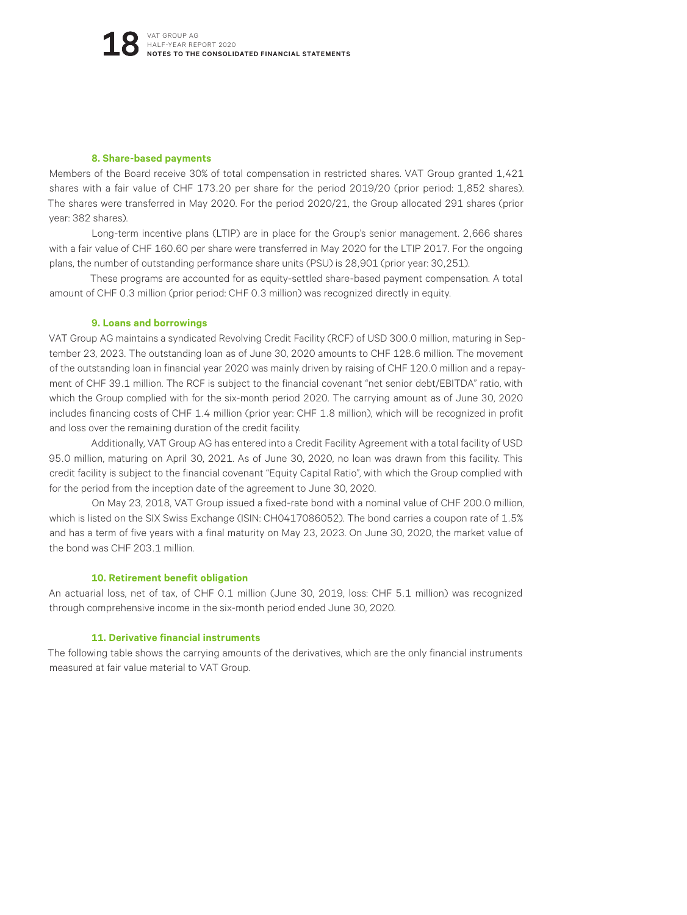### 8. Share-based payments

Members of the Board receive 30% of total compensation in restricted shares. VAT Group granted 1,421 shares with a fair value of CHF 173.20 per share for the period 2019/20 (prior period: 1,852 shares). The shares were transferred in May 2020. For the period 2020/21, the Group allocated 291 shares (prior year: 382 shares).

Long-term incentive plans (LTIP) are in place for the Group's senior management. 2,666 shares with a fair value of CHF 160.60 per share were transferred in May 2020 for the LTIP 2017. For the ongoing plans, the number of outstanding performance share units (PSU) is 28,901 (prior year: 30,251).

These programs are accounted for as equity-settled share-based payment compensation. A total amount of CHF 0.3 million (prior period: CHF 0.3 million) was recognized directly in equity.

### 9. Loans and borrowings

VAT Group AG maintains a syndicated Revolving Credit Facility (RCF) of USD 300.0 million, maturing in September 23, 2023. The outstanding loan as of June 30, 2020 amounts to CHF 128.6 million. The movement of the outstanding loan in financial year 2020 was mainly driven by raising of CHF 120.0 million and a repayment of CHF 39.1 million. The RCF is subject to the financial covenant "net senior debt/EBITDA" ratio, with which the Group complied with for the six-month period 2020. The carrying amount as of June 30, 2020 includes financing costs of CHF 1.4 million (prior year: CHF 1.8 million), which will be recognized in profit and loss over the remaining duration of the credit facility.

Additionally, VAT Group AG has entered into a Credit Facility Agreement with a total facility of USD 95.0 million, maturing on April 30, 2021. As of June 30, 2020, no loan was drawn from this facility. This credit facility is subject to the financial covenant "Equity Capital Ratio", with which the Group complied with for the period from the inception date of the agreement to June 30, 2020.

On May 23, 2018, VAT Group issued a fixed-rate bond with a nominal value of CHF 200.0 million, which is listed on the SIX Swiss Exchange (ISIN: CH0417086052). The bond carries a coupon rate of 1.5% and has a term of five years with a final maturity on May 23, 2023. On June 30, 2020, the market value of the bond was CHF 203.1 million.

### 10. Retirement benefit obligation

An actuarial loss, net of tax, of CHF 0.1 million (June 30, 2019, loss: CHF 5.1 million) was recognized through comprehensive income in the six-month period ended June 30, 2020.

### 11. Derivative financial instruments

The following table shows the carrying amounts of the derivatives, which are the only financial instruments measured at fair value material to VAT Group.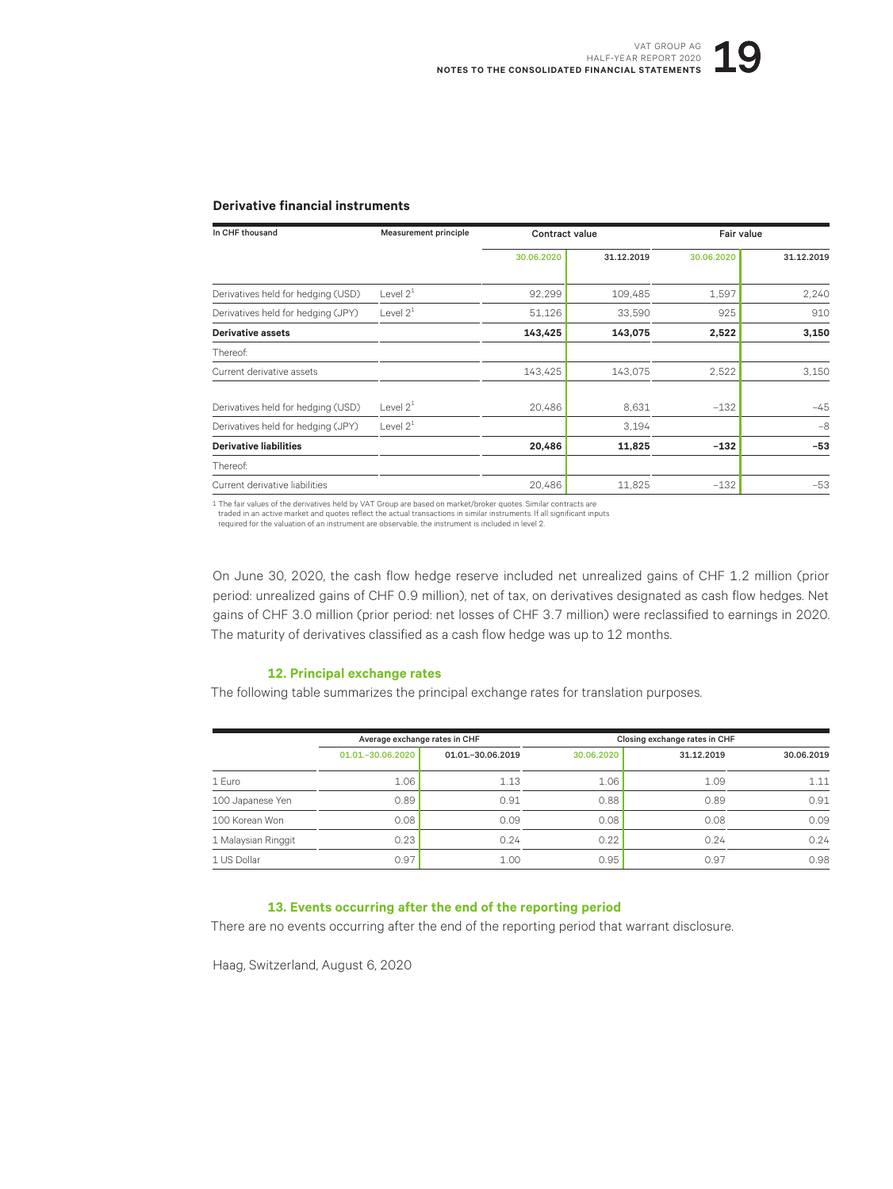### Derivative financial instruments

| In CHF thousand | Measurement principle | Contract value | | Fair value | |
|---|---|---|---|---|---|
| | | 30.06.2020 | 31.12.2019 | 30.06.2020 | 31.12.2019 |
| Derivatives held for hedging (USD) | Level 2[1] | 92,299 | 109,485 | 1,597 | 2,240 |
| Derivatives held for hedging (JPY) | Level 2[1] | 51,126 | 33,590 | 925 | 910 |
| **Derivative assets** | | **143,425** | **143,075** | **2,522** | **3,150** |
| Thereof: | | | | | |
| Current derivative assets | | 143,425 | 143,075 | 2,522 | 3,150 |
| Derivatives held for hedging (USD) | Level 2[1] | 20,486 | 8,631 | –132 | –45 |
| Derivatives held for hedging (JPY) | Level 2[1] | | 3,194 | | –8 |
| **Derivative liabilities** | | **20,486** | **11,825** | **–132** | **–53** |
| Thereof: | | | | | |
| Current derivative liabilities | | 20,486 | 11,825 | –132 | –53 |

1 The fair values of the derivatives held by VAT Group are based on market/broker quotes. Similar contracts are traded in an active market and quotes reflect the actual transactions in similar instruments. If all significant inputs required for the valuation of an instrument are observable, the instrument is included in level 2.

On June 30, 2020, the cash flow hedge reserve included net unrealized gains of CHF 1.2 million (prior period: unrealized gains of CHF 0.9 million), net of tax, on derivatives designated as cash flow hedges. Net gains of CHF 3.0 million (prior period: net losses of CHF 3.7 million) were reclassified to earnings in 2020. The maturity of derivatives classified as a cash flow hedge was up to 12 months.

## 12. Principal exchange rates

The following table summarizes the principal exchange rates for translation purposes.

| | Average exchange rates in CHF | | Closing exchange rates in CHF | | |
|---|---|---|---|---|---|
| | 01.01.–30.06.2020 | 01.01.–30.06.2019 | 30.06.2020 | 31.12.2019 | 30.06.2019 |
| 1 Euro | 1.06 | 1.13 | 1.06 | 1.09 | 1.11 |
| 100 Japanese Yen | 0.89 | 0.91 | 0.88 | 0.89 | 0.91 |
| 100 Korean Won | 0.08 | 0.09 | 0.08 | 0.08 | 0.09 |
| 1 Malaysian Ringgit | 0.23 | 0.24 | 0.22 | 0.24 | 0.24 |
| 1 US Dollar | 0.97 | 1.00 | 0.95 | 0.97 | 0.98 |

## 13. Events occurring after the end of the reporting period

There are no events occurring after the end of the reporting period that warrant disclosure.

Haag, Switzerland, August 6, 2020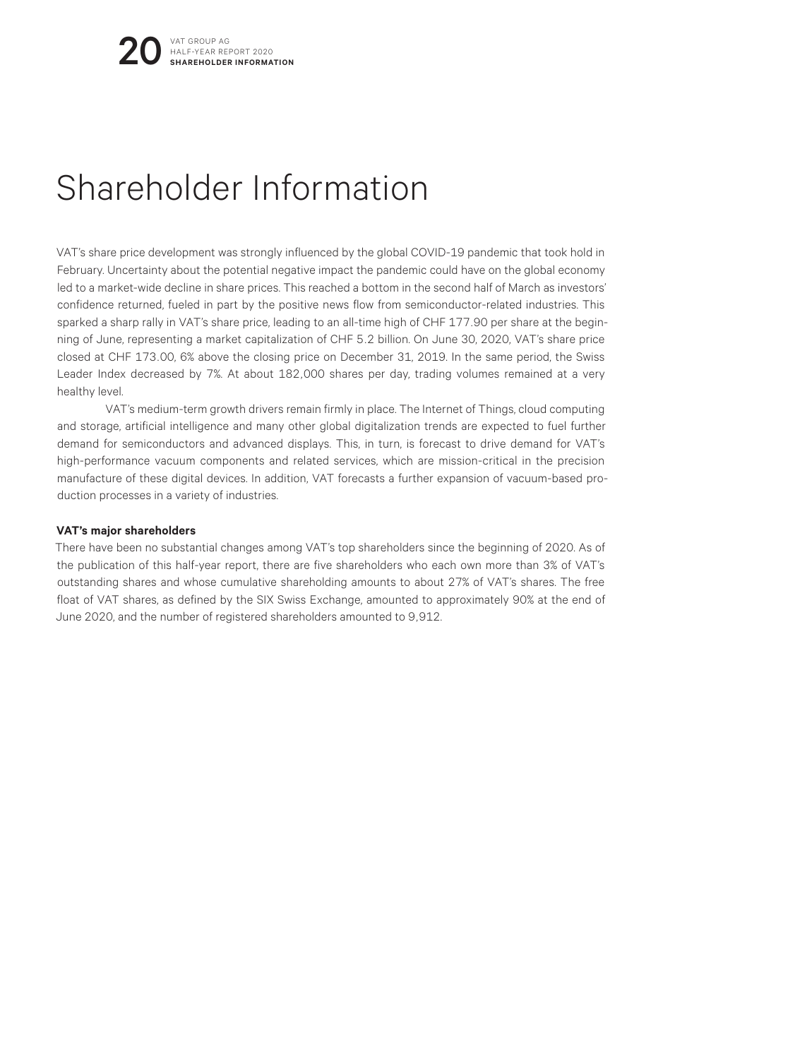# Shareholder Information

VAT's share price development was strongly influenced by the global COVID-19 pandemic that took hold in February. Uncertainty about the potential negative impact the pandemic could have on the global economy led to a market-wide decline in share prices. This reached a bottom in the second half of March as investors' confidence returned, fueled in part by the positive news flow from semiconductor-related industries. This sparked a sharp rally in VAT's share price, leading to an all-time high of CHF 177.90 per share at the beginning of June, representing a market capitalization of CHF 5.2 billion. On June 30, 2020, VAT's share price closed at CHF 173.00, 6% above the closing price on December 31, 2019. In the same period, the Swiss Leader Index decreased by 7%. At about 182,000 shares per day, trading volumes remained at a very healthy level.

VAT's medium-term growth drivers remain firmly in place. The Internet of Things, cloud computing and storage, artificial intelligence and many other global digitalization trends are expected to fuel further demand for semiconductors and advanced displays. This, in turn, is forecast to drive demand for VAT's high-performance vacuum components and related services, which are mission-critical in the precision manufacture of these digital devices. In addition, VAT forecasts a further expansion of vacuum-based production processes in a variety of industries.

**VAT's major shareholders**

There have been no substantial changes among VAT's top shareholders since the beginning of 2020. As of the publication of this half-year report, there are five shareholders who each own more than 3% of VAT's outstanding shares and whose cumulative shareholding amounts to about 27% of VAT's shares. The free float of VAT shares, as defined by the SIX Swiss Exchange, amounted to approximately 90% at the end of June 2020, and the number of registered shareholders amounted to 9,912.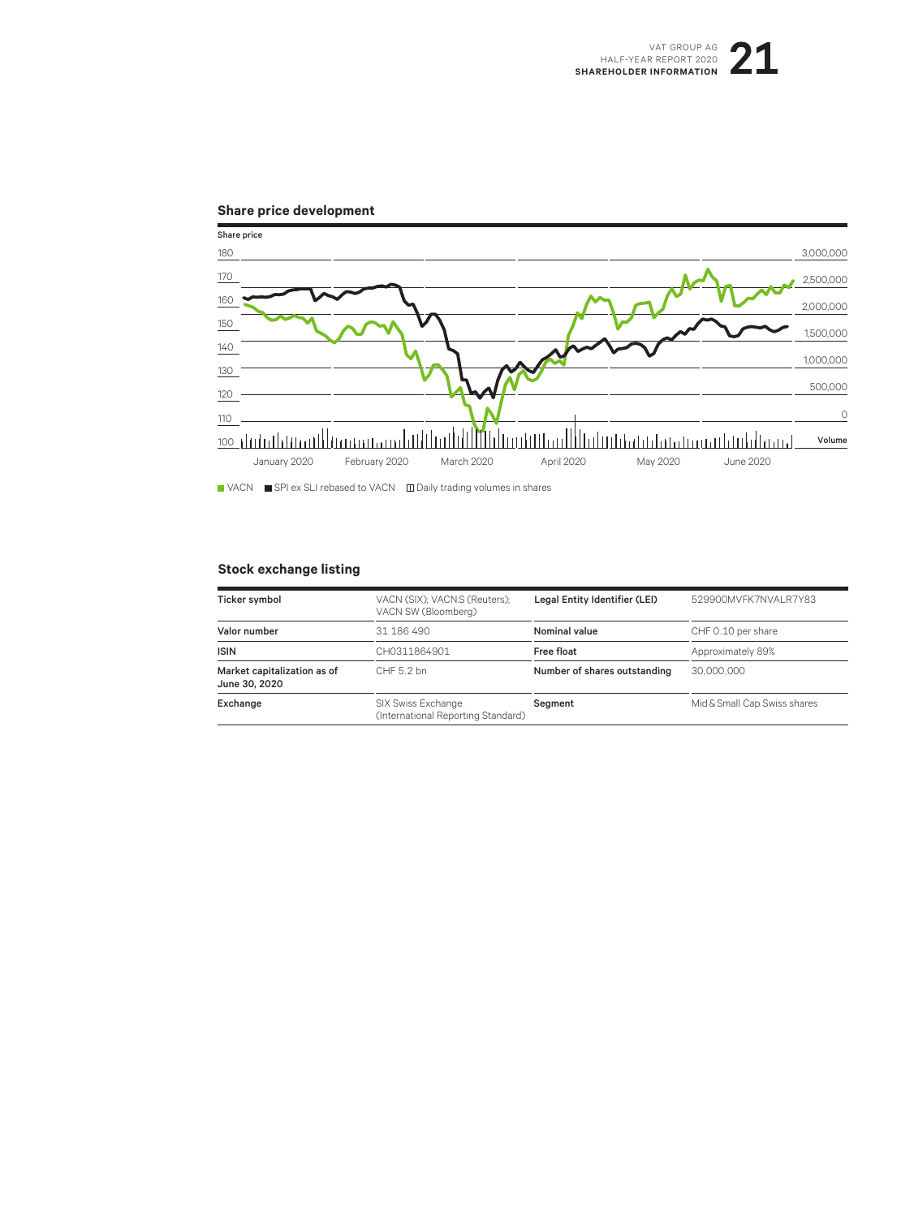## Share price development

Share price

| | |
|---|---|
| 180 | 3,000,000 |
| 170 | 2,500,000 |
| 160 | 2,000,000 |
| 150 | 1,500,000 |
| 140 | 1,000,000 |
| 130 | 500,000 |
| 120 | 0 |
| 110 | |
| 100 | Volume |

January 2020 February 2020 March 2020 April 2020 May 2020 June 2020

VACN  SPI ex SLI rebased to VACN  Daily trading volumes in shares

## Stock exchange listing

| Ticker symbol | VACN (SIX); VACN.S (Reuters); VACN SW (Bloomberg) | Legal Entity Identifier (LEI) | 529900MVFK7NVALR7Y83 |
|---|---|---|---|
| Valor number | 31 186 490 | Nominal value | CHF 0.10 per share |
| ISIN | CH0311864901 | Free float | Approximately 89% |
| Market capitalization as of June 30, 2020 | CHF 5.2 bn | Number of shares outstanding | 30,000,000 |
| Exchange | SIX Swiss Exchange (International Reporting Standard) | Segment | Mid & Small Cap Swiss shares |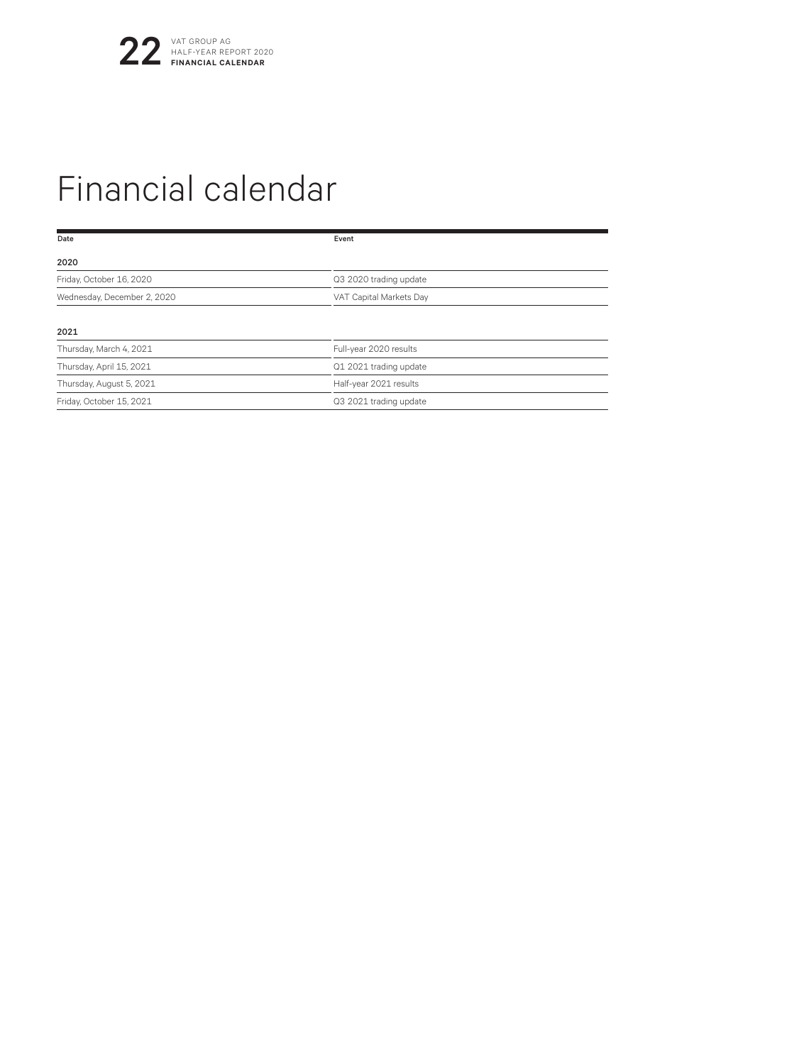# Financial calendar

| Date | Event |
|---|---|
| **2020** | |
| Friday, October 16, 2020 | Q3 2020 trading update |
| Wednesday, December 2, 2020 | VAT Capital Markets Day |
| **2021** | |
| Thursday, March 4, 2021 | Full-year 2020 results |
| Thursday, April 15, 2021 | Q1 2021 trading update |
| Thursday, August 5, 2021 | Half-year 2021 results |
| Friday, October 15, 2021 | Q3 2021 trading update |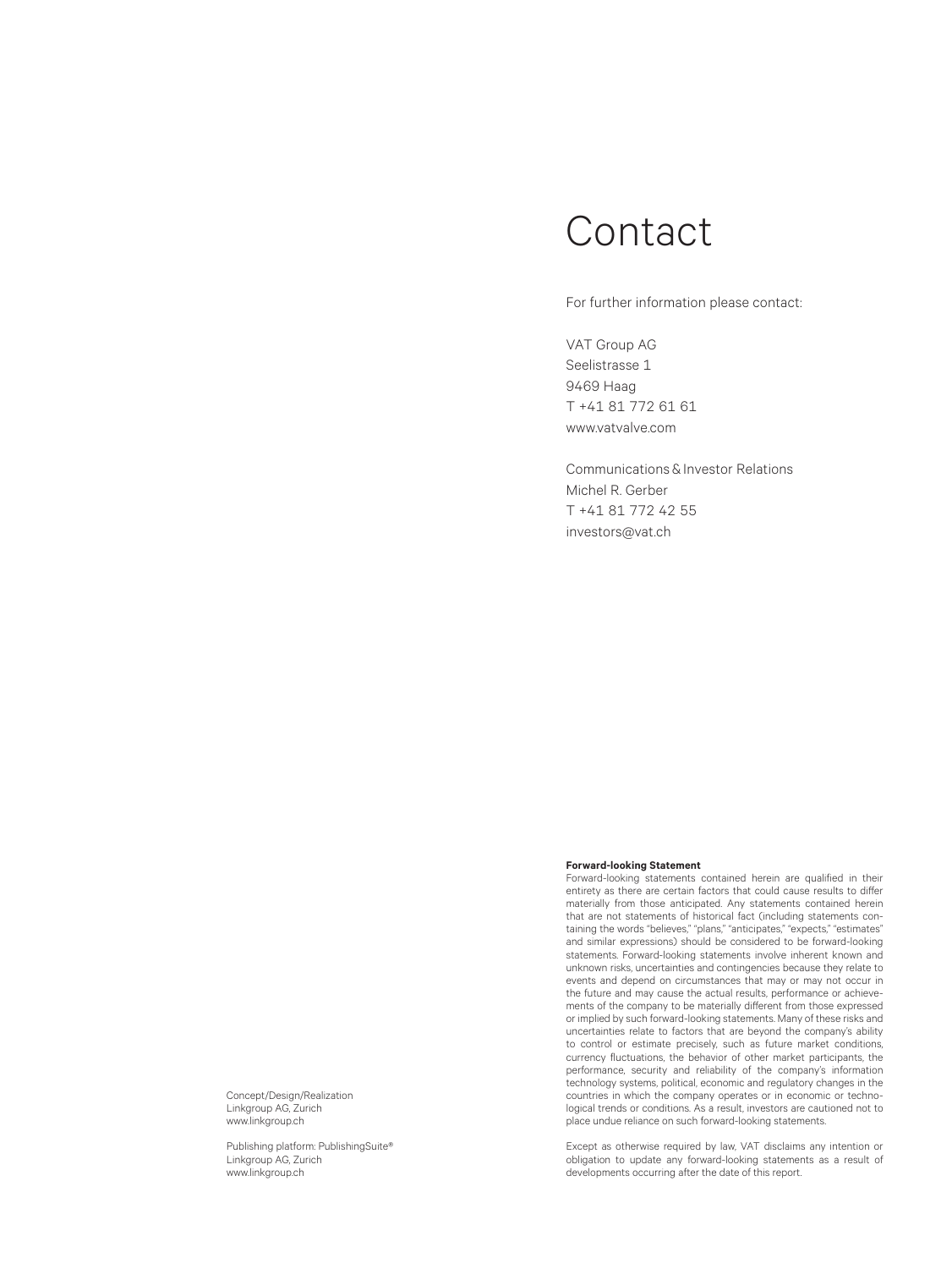# Contact

For further information please contact:

VAT Group AG
Seelistrasse 1
9469 Haag
T +41 81 772 61 61
www.vatvalve.com

Communications & Investor Relations
Michel R. Gerber
T +41 81 772 42 55
investors@vat.ch

Concept/Design/Realization
Linkgroup AG, Zurich
www.linkgroup.ch

Publishing platform: PublishingSuite®
Linkgroup AG, Zurich
www.linkgroup.ch

**Forward-looking Statement**
Forward-looking statements contained herein are qualified in their entirety as there are certain factors that could cause results to differ materially from those anticipated. Any statements contained herein that are not statements of historical fact (including statements containing the words "believes," "plans," "anticipates," "expects," "estimates" and similar expressions) should be considered to be forward-looking statements. Forward-looking statements involve inherent known and unknown risks, uncertainties and contingencies because they relate to events and depend on circumstances that may or may not occur in the future and may cause the actual results, performance or achievements of the company to be materially different from those expressed or implied by such forward-looking statements. Many of these risks and uncertainties relate to factors that are beyond the company's ability to control or estimate precisely, such as future market conditions, currency fluctuations, the behavior of other market participants, the performance, security and reliability of the company's information technology systems, political, economic and regulatory changes in the countries in which the company operates or in economic or technological trends or conditions. As a result, investors are cautioned not to place undue reliance on such forward-looking statements.

Except as otherwise required by law, VAT disclaims any intention or obligation to update any forward-looking statements as a result of developments occurring after the date of this report.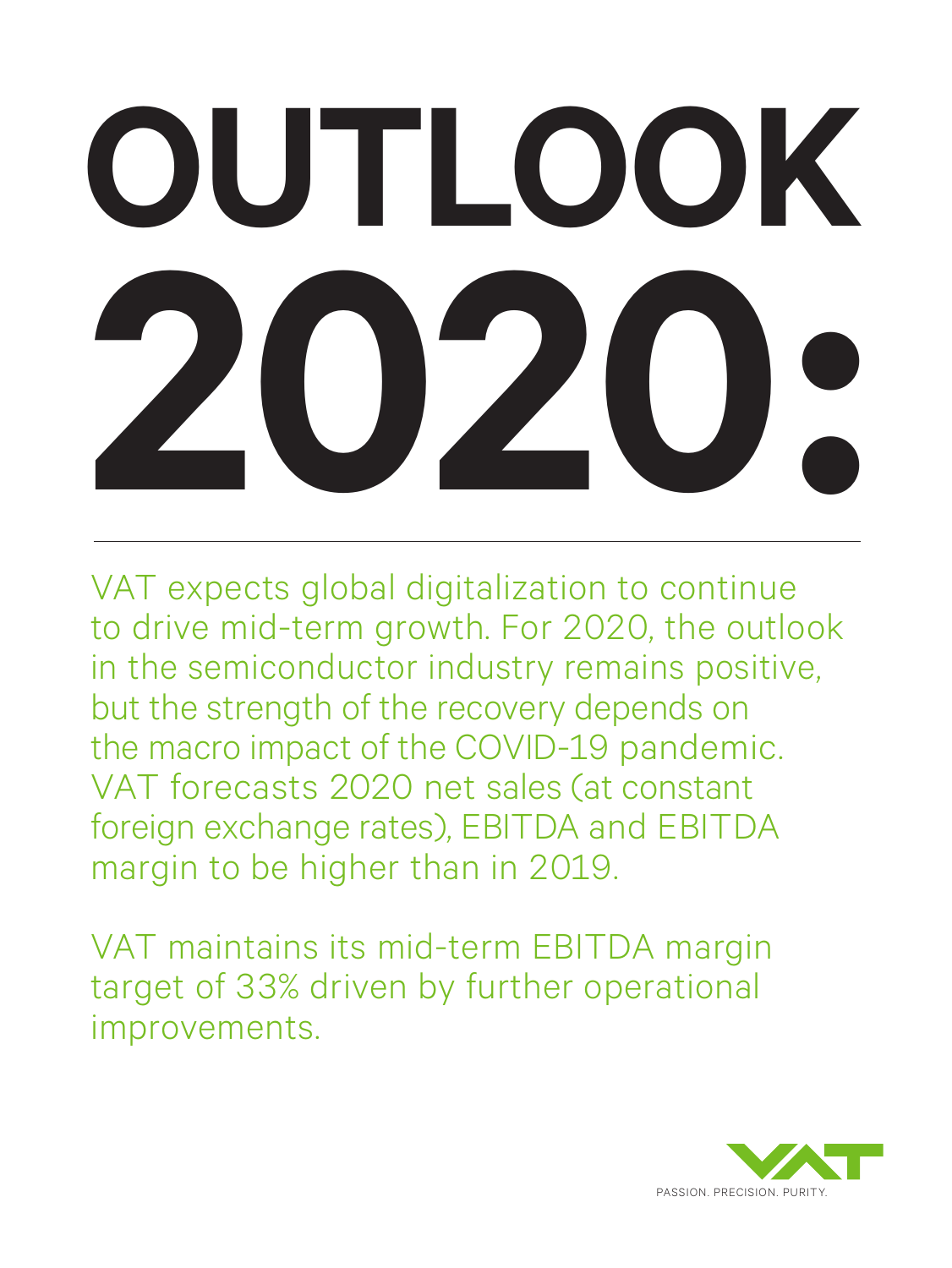# OUTLOOK 2020:

VAT expects global digitalization to continue to drive mid-term growth. For 2020, the outlook in the semiconductor industry remains positive, but the strength of the recovery depends on the macro impact of the COVID-19 pandemic. VAT forecasts 2020 net sales (at constant foreign exchange rates), EBITDA and EBITDA margin to be higher than in 2019.

VAT maintains its mid-term EBITDA margin target of 33% driven by further operational improvements.

VAT

PASSION. PRECISION. PURITY.